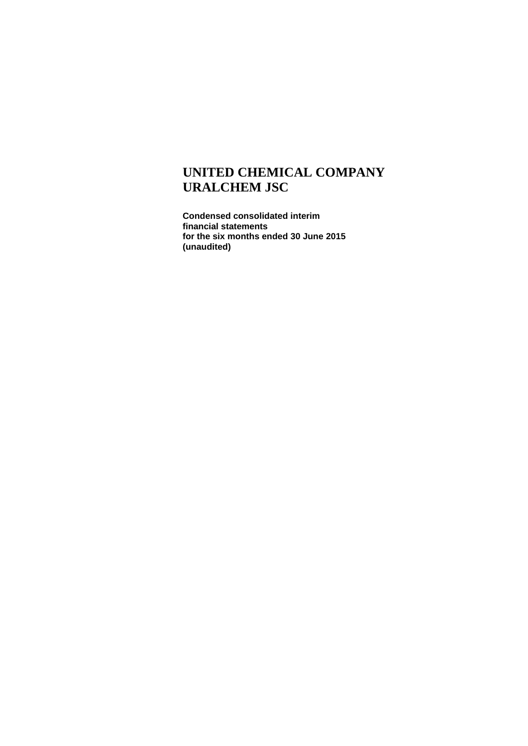# UNITED CHEMICAL COMPANY URALCHEM JSC

**Condensed consolidated interim financial statements for the six months ended 30 June 2015 (unaudited)**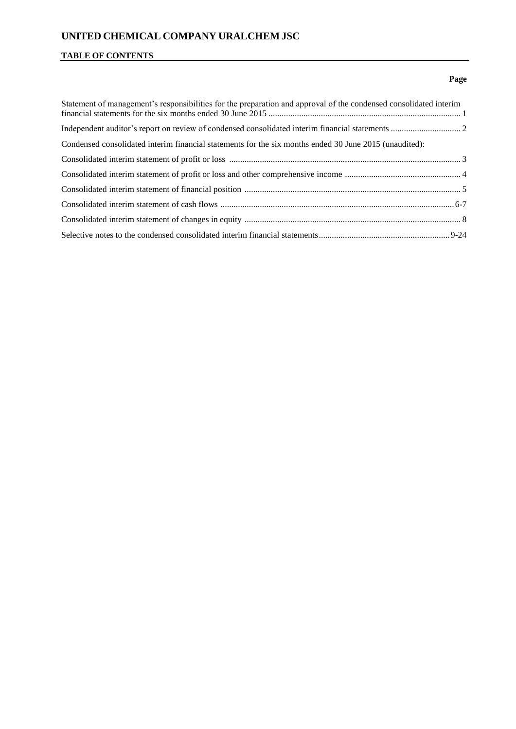# UNITED CHEMICAL COMPANY URALCHEM JSC

## TABLE OF CONTENTS

| | Page |
|---|---|
| Statement of management's responsibilities for the preparation and approval of the condensed consolidated interim financial statements for the six months ended 30 June 2015 | 1 |
| Independent auditor's report on review of condensed consolidated interim financial statements | 2 |
| Condensed consolidated interim financial statements for the six months ended 30 June 2015 (unaudited): | |
| Consolidated interim statement of profit or loss | 3 |
| Consolidated interim statement of profit or loss and other comprehensive income | 4 |
| Consolidated interim statement of financial position | 5 |
| Consolidated interim statement of cash flows | 6-7 |
| Consolidated interim statement of changes in equity | 8 |
| Selective notes to the condensed consolidated interim financial statements | 9-24 |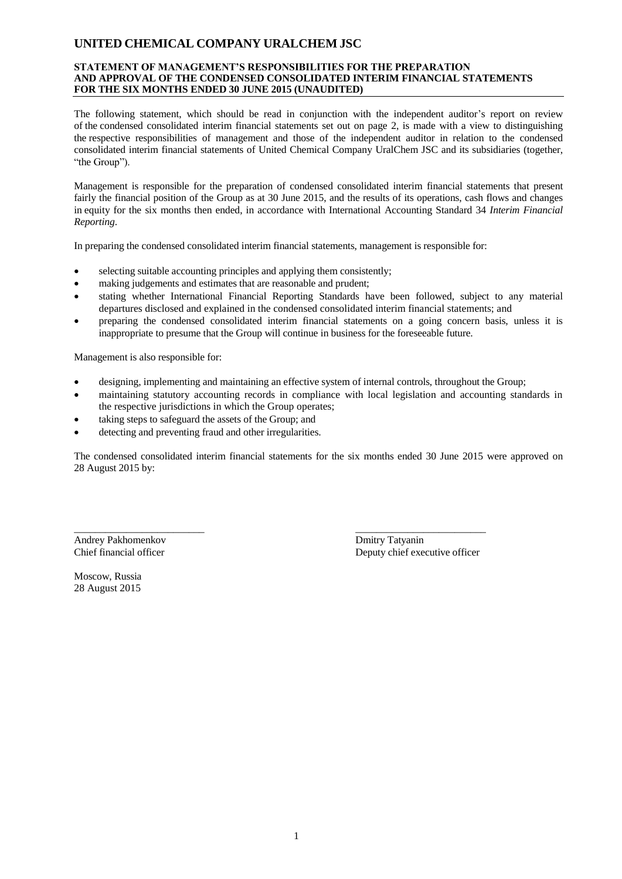# UNITED CHEMICAL COMPANY URALCHEM JSC

## STATEMENT OF MANAGEMENT'S RESPONSIBILITIES FOR THE PREPARATION AND APPROVAL OF THE CONDENSED CONSOLIDATED INTERIM FINANCIAL STATEMENTS FOR THE SIX MONTHS ENDED 30 JUNE 2015 (UNAUDITED)

The following statement, which should be read in conjunction with the independent auditor's report on review of the condensed consolidated interim financial statements set out on page 2, is made with a view to distinguishing the respective responsibilities of management and those of the independent auditor in relation to the condensed consolidated interim financial statements of United Chemical Company UralChem JSC and its subsidiaries (together, "the Group").

Management is responsible for the preparation of condensed consolidated interim financial statements that present fairly the financial position of the Group as at 30 June 2015, and the results of its operations, cash flows and changes in equity for the six months then ended, in accordance with International Accounting Standard 34 *Interim Financial Reporting*.

In preparing the condensed consolidated interim financial statements, management is responsible for:

- selecting suitable accounting principles and applying them consistently;
- making judgements and estimates that are reasonable and prudent;
- stating whether International Financial Reporting Standards have been followed, subject to any material departures disclosed and explained in the condensed consolidated interim financial statements; and
- preparing the condensed consolidated interim financial statements on a going concern basis, unless it is inappropriate to presume that the Group will continue in business for the foreseeable future.

Management is also responsible for:

- designing, implementing and maintaining an effective system of internal controls, throughout the Group;
- maintaining statutory accounting records in compliance with local legislation and accounting standards in the respective jurisdictions in which the Group operates;
- taking steps to safeguard the assets of the Group; and
- detecting and preventing fraud and other irregularities.

The condensed consolidated interim financial statements for the six months ended 30 June 2015 were approved on 28 August 2015 by:

| _________________________ | _________________________ |
|---|---|
| Andrey Pakhomenkov | Dmitry Tatyanin |
| Chief financial officer | Deputy chief executive officer |

Moscow, Russia
28 August 2015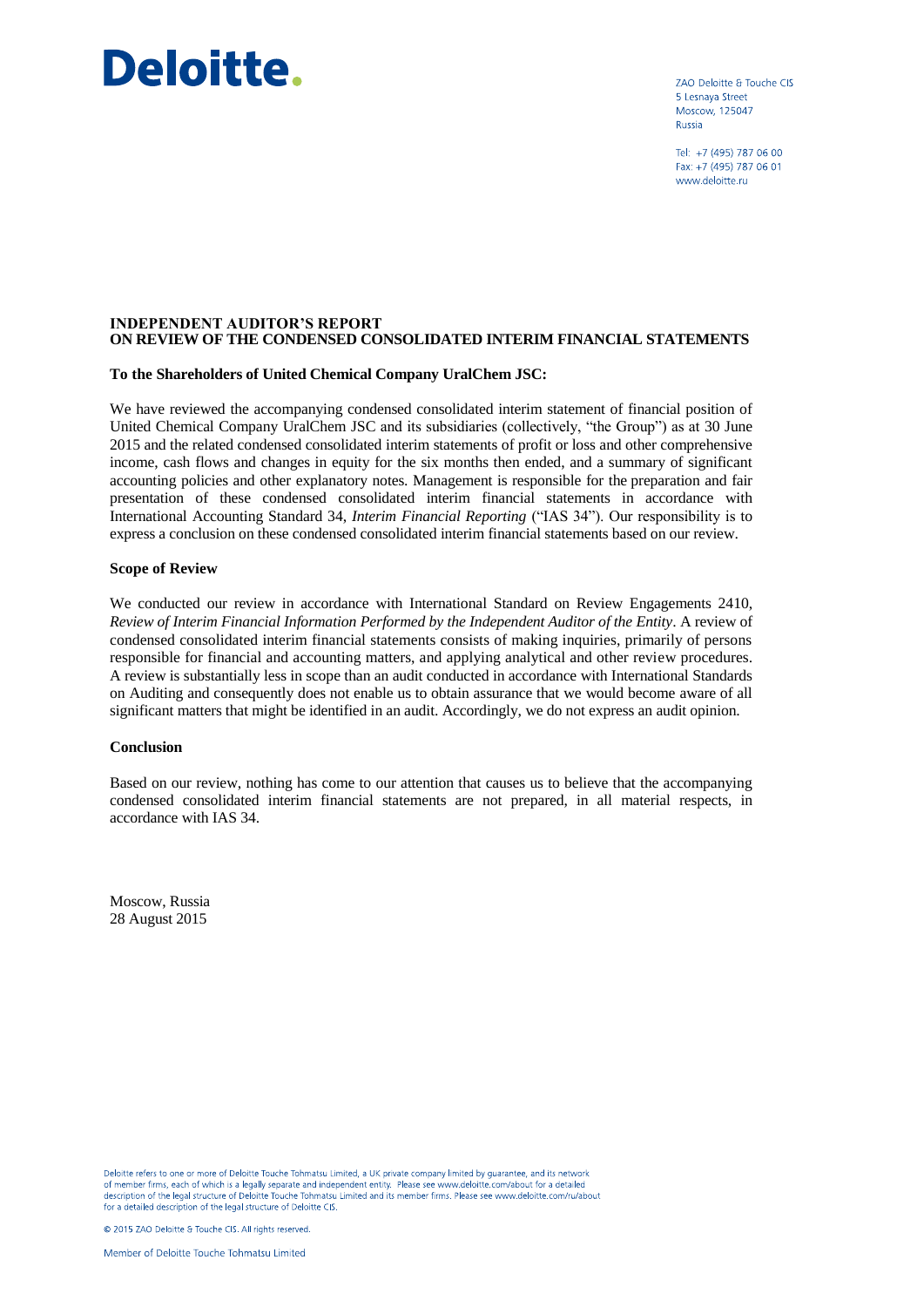Deloitte.

ZAO Deloitte & Touche CIS
5 Lesnaya Street
Moscow, 125047
Russia

Tel: +7 (495) 787 06 00
Fax: +7 (495) 787 06 01
www.deloitte.ru

**INDEPENDENT AUDITOR'S REPORT**
**ON REVIEW OF THE CONDENSED CONSOLIDATED INTERIM FINANCIAL STATEMENTS**

**To the Shareholders of United Chemical Company UralChem JSC:**

We have reviewed the accompanying condensed consolidated interim statement of financial position of United Chemical Company UralChem JSC and its subsidiaries (collectively, "the Group") as at 30 June 2015 and the related condensed consolidated interim statements of profit or loss and other comprehensive income, cash flows and changes in equity for the six months then ended, and a summary of significant accounting policies and other explanatory notes. Management is responsible for the preparation and fair presentation of these condensed consolidated interim financial statements in accordance with International Accounting Standard 34, *Interim Financial Reporting* ("IAS 34"). Our responsibility is to express a conclusion on these condensed consolidated interim financial statements based on our review.

**Scope of Review**

We conducted our review in accordance with International Standard on Review Engagements 2410, *Review of Interim Financial Information Performed by the Independent Auditor of the Entity*. A review of condensed consolidated interim financial statements consists of making inquiries, primarily of persons responsible for financial and accounting matters, and applying analytical and other review procedures. A review is substantially less in scope than an audit conducted in accordance with International Standards on Auditing and consequently does not enable us to obtain assurance that we would become aware of all significant matters that might be identified in an audit. Accordingly, we do not express an audit opinion.

**Conclusion**

Based on our review, nothing has come to our attention that causes us to believe that the accompanying condensed consolidated interim financial statements are not prepared, in all material respects, in accordance with IAS 34.

Moscow, Russia
28 August 2015

Deloitte refers to one or more of Deloitte Touche Tohmatsu Limited, a UK private company limited by guarantee, and its network of member firms, each of which is a legally separate and independent entity. Please see www.deloitte.com/about for a detailed description of the legal structure of Deloitte Touche Tohmatsu Limited and its member firms. Please see www.deloitte.com/ru/about for a detailed description of the legal structure of Deloitte CIS.

© 2015 ZAO Deloitte & Touche CIS. All rights reserved.

Member of Deloitte Touche Tohmatsu Limited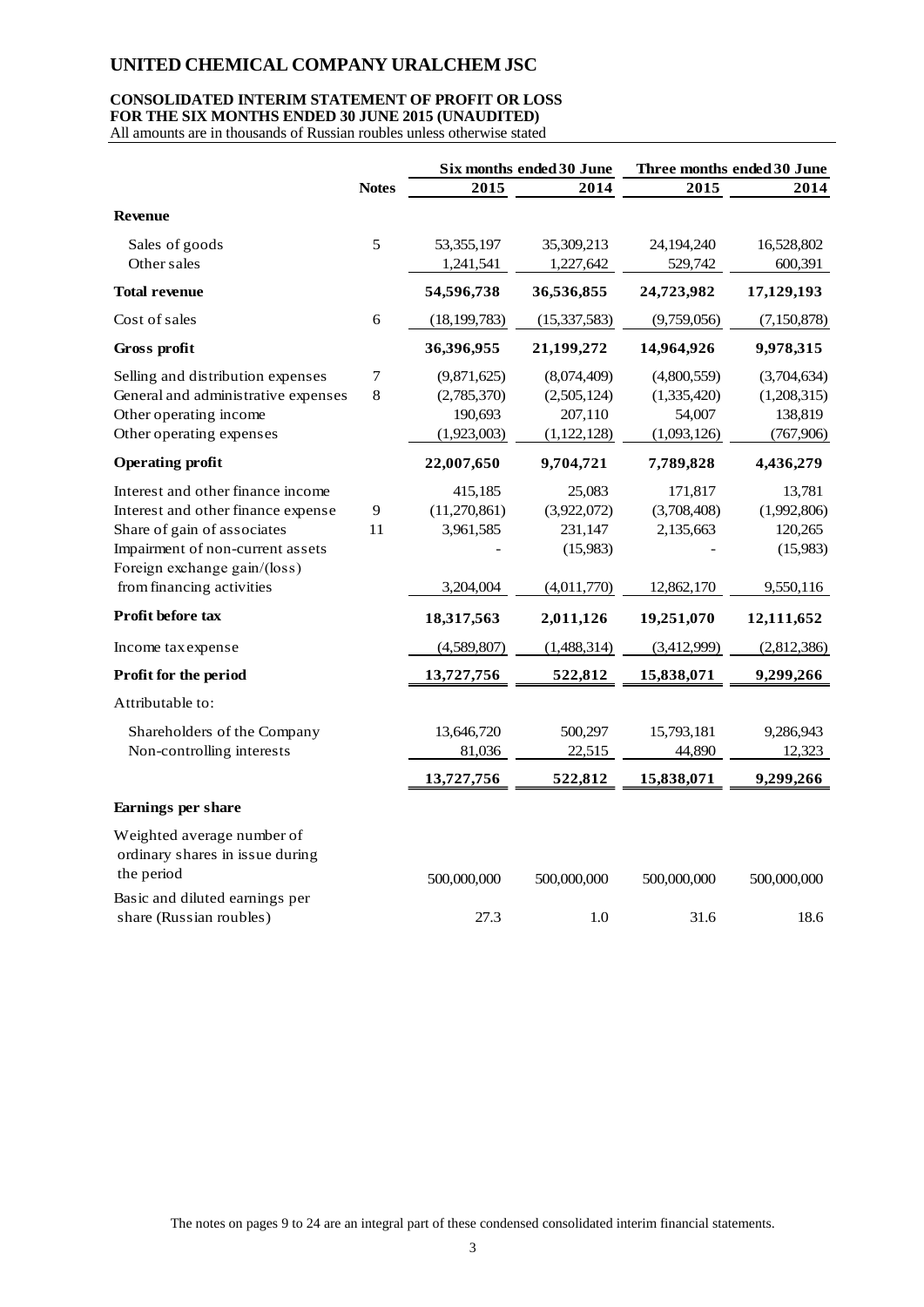# UNITED CHEMICAL COMPANY URALCHEM JSC

## CONSOLIDATED INTERIM STATEMENT OF PROFIT OR LOSS
## FOR THE SIX MONTHS ENDED 30 JUNE 2015 (UNAUDITED)

All amounts are in thousands of Russian roubles unless otherwise stated

| | Notes | Six months ended 30 June | | Three months ended 30 June | |
|---|---|---|---|---|---|
| | | **2015** | **2014** | **2015** | **2014** |
| **Revenue** | | | | | |
| Sales of goods | 5 | 53,355,197 | 35,309,213 | 24,194,240 | 16,528,802 |
| Other sales | | 1,241,541 | 1,227,642 | 529,742 | 600,391 |
| **Total revenue** | | **54,596,738** | **36,536,855** | **24,723,982** | **17,129,193** |
| Cost of sales | 6 | (18,199,783) | (15,337,583) | (9,759,056) | (7,150,878) |
| **Gross profit** | | **36,396,955** | **21,199,272** | **14,964,926** | **9,978,315** |
| Selling and distribution expenses | 7 | (9,871,625) | (8,074,409) | (4,800,559) | (3,704,634) |
| General and administrative expenses | 8 | (2,785,370) | (2,505,124) | (1,335,420) | (1,208,315) |
| Other operating income | | 190,693 | 207,110 | 54,007 | 138,819 |
| Other operating expenses | | (1,923,003) | (1,122,128) | (1,093,126) | (767,906) |
| **Operating profit** | | **22,007,650** | **9,704,721** | **7,789,828** | **4,436,279** |
| Interest and other finance income | | 415,185 | 25,083 | 171,817 | 13,781 |
| Interest and other finance expense | 9 | (11,270,861) | (3,922,072) | (3,708,408) | (1,992,806) |
| Share of gain of associates | 11 | 3,961,585 | 231,147 | 2,135,663 | 120,265 |
| Impairment of non-current assets | | - | (15,983) | - | (15,983) |
| Foreign exchange gain/(loss) from financing activities | | 3,204,004 | (4,011,770) | 12,862,170 | 9,550,116 |
| **Profit before tax** | | **18,317,563** | **2,011,126** | **19,251,070** | **12,111,652** |
| Income tax expense | | (4,589,807) | (1,488,314) | (3,412,999) | (2,812,386) |
| **Profit for the period** | | **13,727,756** | **522,812** | **15,838,071** | **9,299,266** |
| Attributable to: | | | | | |
| Shareholders of the Company | | 13,646,720 | 500,297 | 15,793,181 | 9,286,943 |
| Non-controlling interests | | 81,036 | 22,515 | 44,890 | 12,323 |
| | | **13,727,756** | **522,812** | **15,838,071** | **9,299,266** |
| **Earnings per share** | | | | | |
| Weighted average number of ordinary shares in issue during the period | | 500,000,000 | 500,000,000 | 500,000,000 | 500,000,000 |
| Basic and diluted earnings per share (Russian roubles) | | 27.3 | 1.0 | 31.6 | 18.6 |

The notes on pages 9 to 24 are an integral part of these condensed consolidated interim financial statements.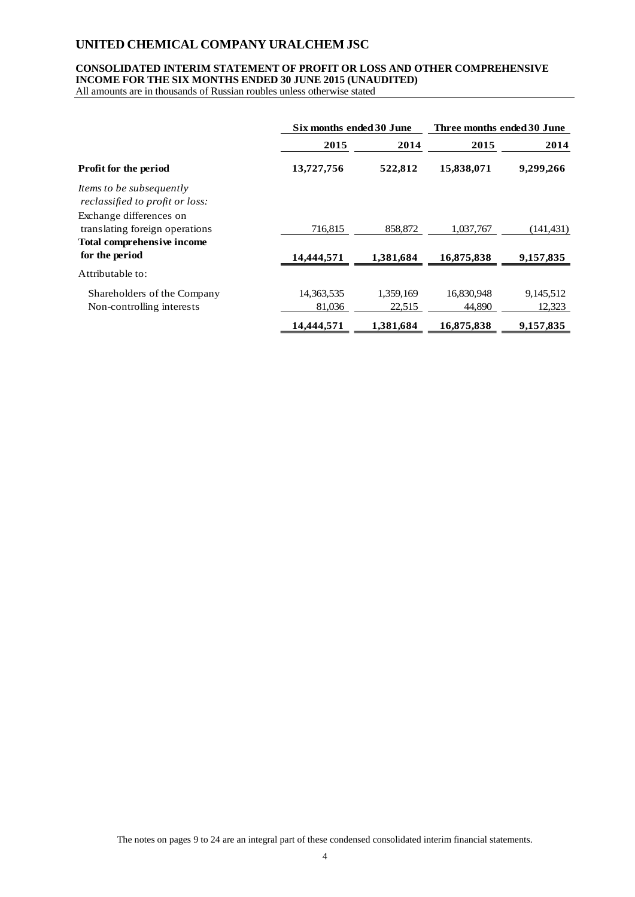# UNITED CHEMICAL COMPANY URALCHEM JSC

## CONSOLIDATED INTERIM STATEMENT OF PROFIT OR LOSS AND OTHER COMPREHENSIVE INCOME FOR THE SIX MONTHS ENDED 30 JUNE 2015 (UNAUDITED)

All amounts are in thousands of Russian roubles unless otherwise stated

| | Six months ended 30 June | | Three months ended 30 June | |
|---|---|---|---|---|
| | **2015** | **2014** | **2015** | **2014** |
| **Profit for the period** | **13,727,756** | **522,812** | **15,838,071** | **9,299,266** |
| *Items to be subsequently reclassified to profit or loss:* | | | | |
| Exchange differences on translating foreign operations | 716,815 | 858,872 | 1,037,767 | (141,431) |
| **Total comprehensive income for the period** | **14,444,571** | **1,381,684** | **16,875,838** | **9,157,835** |
| Attributable to: | | | | |
| Shareholders of the Company | 14,363,535 | 1,359,169 | 16,830,948 | 9,145,512 |
| Non-controlling interests | 81,036 | 22,515 | 44,890 | 12,323 |
| | **14,444,571** | **1,381,684** | **16,875,838** | **9,157,835** |

The notes on pages 9 to 24 are an integral part of these condensed consolidated interim financial statements.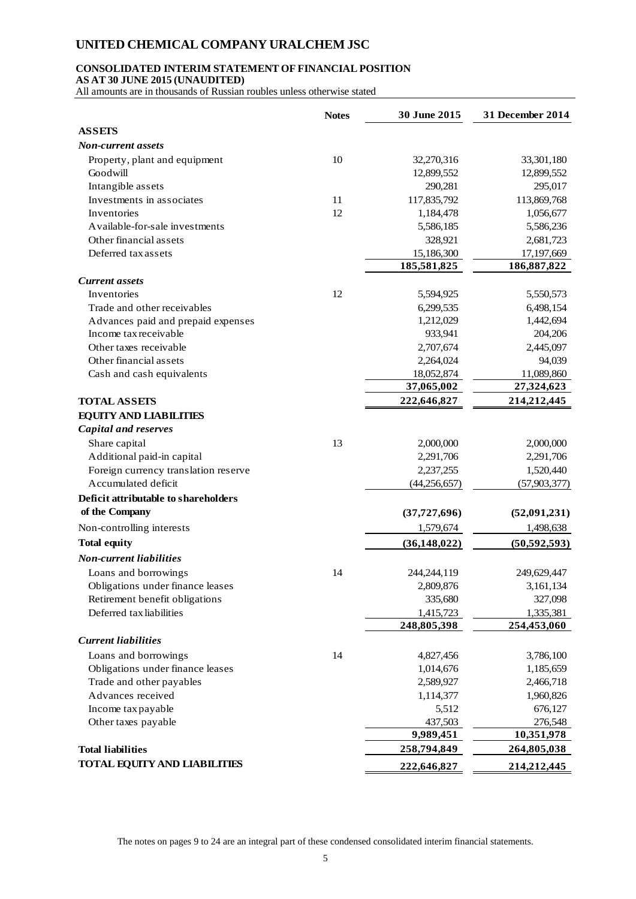# UNITED CHEMICAL COMPANY URALCHEM JSC

## CONSOLIDATED INTERIM STATEMENT OF FINANCIAL POSITION

**AS AT 30 JUNE 2015 (UNAUDITED)**

All amounts are in thousands of Russian roubles unless otherwise stated

| | Notes | 30 June 2015 | 31 December 2014 |
|---|---|---|---|
| **ASSETS** | | | |
| ***Non-current assets*** | | | |
| Property, plant and equipment | 10 | 32,270,316 | 33,301,180 |
| Goodwill | | 12,899,552 | 12,899,552 |
| Intangible assets | | 290,281 | 295,017 |
| Investments in associates | 11 | 117,835,792 | 113,869,768 |
| Inventories | 12 | 1,184,478 | 1,056,677 |
| Available-for-sale investments | | 5,586,185 | 5,586,236 |
| Other financial assets | | 328,921 | 2,681,723 |
| Deferred tax assets | | 15,186,300 | 17,197,669 |
| | | **185,581,825** | **186,887,822** |
| ***Current assets*** | | | |
| Inventories | 12 | 5,594,925 | 5,550,573 |
| Trade and other receivables | | 6,299,535 | 6,498,154 |
| Advances paid and prepaid expenses | | 1,212,029 | 1,442,694 |
| Income tax receivable | | 933,941 | 204,206 |
| Other taxes receivable | | 2,707,674 | 2,445,097 |
| Other financial assets | | 2,264,024 | 94,039 |
| Cash and cash equivalents | | 18,052,874 | 11,089,860 |
| | | **37,065,002** | **27,324,623** |
| **TOTAL ASSETS** | | **222,646,827** | **214,212,445** |
| **EQUITY AND LIABILITIES** | | | |
| ***Capital and reserves*** | | | |
| Share capital | 13 | 2,000,000 | 2,000,000 |
| Additional paid-in capital | | 2,291,706 | 2,291,706 |
| Foreign currency translation reserve | | 2,237,255 | 1,520,440 |
| Accumulated deficit | | (44,256,657) | (57,903,377) |
| **Deficit attributable to shareholders of the Company** | | **(37,727,696)** | **(52,091,231)** |
| Non-controlling interests | | 1,579,674 | 1,498,638 |
| **Total equity** | | **(36,148,022)** | **(50,592,593)** |
| ***Non-current liabilities*** | | | |
| Loans and borrowings | 14 | 244,244,119 | 249,629,447 |
| Obligations under finance leases | | 2,809,876 | 3,161,134 |
| Retirement benefit obligations | | 335,680 | 327,098 |
| Deferred tax liabilities | | 1,415,723 | 1,335,381 |
| | | **248,805,398** | **254,453,060** |
| ***Current liabilities*** | | | |
| Loans and borrowings | 14 | 4,827,456 | 3,786,100 |
| Obligations under finance leases | | 1,014,676 | 1,185,659 |
| Trade and other payables | | 2,589,927 | 2,466,718 |
| Advances received | | 1,114,377 | 1,960,826 |
| Income tax payable | | 5,512 | 676,127 |
| Other taxes payable | | 437,503 | 276,548 |
| | | **9,989,451** | **10,351,978** |
| **Total liabilities** | | **258,794,849** | **264,805,038** |
| **TOTAL EQUITY AND LIABILITIES** | | **222,646,827** | **214,212,445** |

The notes on pages 9 to 24 are an integral part of these condensed consolidated interim financial statements.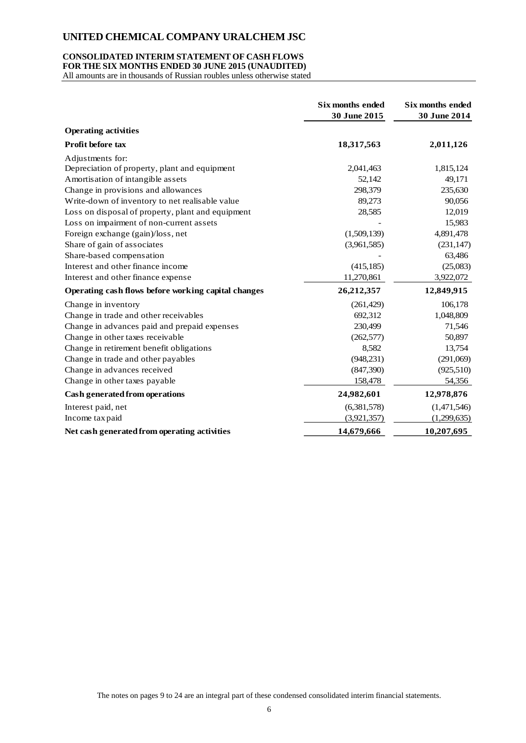# UNITED CHEMICAL COMPANY URALCHEM JSC

## CONSOLIDATED INTERIM STATEMENT OF CASH FLOWS
## FOR THE SIX MONTHS ENDED 30 JUNE 2015 (UNAUDITED)

All amounts are in thousands of Russian roubles unless otherwise stated

| | Six months ended 30 June 2015 | Six months ended 30 June 2014 |
|---|---|---|
| **Operating activities** | | |
| **Profit before tax** | **18,317,563** | **2,011,126** |
| Adjustments for: | | |
| Depreciation of property, plant and equipment | 2,041,463 | 1,815,124 |
| Amortisation of intangible assets | 52,142 | 49,171 |
| Change in provisions and allowances | 298,379 | 235,630 |
| Write-down of inventory to net realisable value | 89,273 | 90,056 |
| Loss on disposal of property, plant and equipment | 28,585 | 12,019 |
| Loss on impairment of non-current assets | - | 15,983 |
| Foreign exchange (gain)/loss, net | (1,509,139) | 4,891,478 |
| Share of gain of associates | (3,961,585) | (231,147) |
| Share-based compensation | - | 63,486 |
| Interest and other finance income | (415,185) | (25,083) |
| Interest and other finance expense | 11,270,861 | 3,922,072 |
| **Operating cash flows before working capital changes** | **26,212,357** | **12,849,915** |
| Change in inventory | (261,429) | 106,178 |
| Change in trade and other receivables | 692,312 | 1,048,809 |
| Change in advances paid and prepaid expenses | 230,499 | 71,546 |
| Change in other taxes receivable | (262,577) | 50,897 |
| Change in retirement benefit obligations | 8,582 | 13,754 |
| Change in trade and other payables | (948,231) | (291,069) |
| Change in advances received | (847,390) | (925,510) |
| Change in other taxes payable | 158,478 | 54,356 |
| **Cash generated from operations** | **24,982,601** | **12,978,876** |
| Interest paid, net | (6,381,578) | (1,471,546) |
| Income tax paid | (3,921,357) | (1,299,635) |
| **Net cash generated from operating activities** | **14,679,666** | **10,207,695** |

The notes on pages 9 to 24 are an integral part of these condensed consolidated interim financial statements.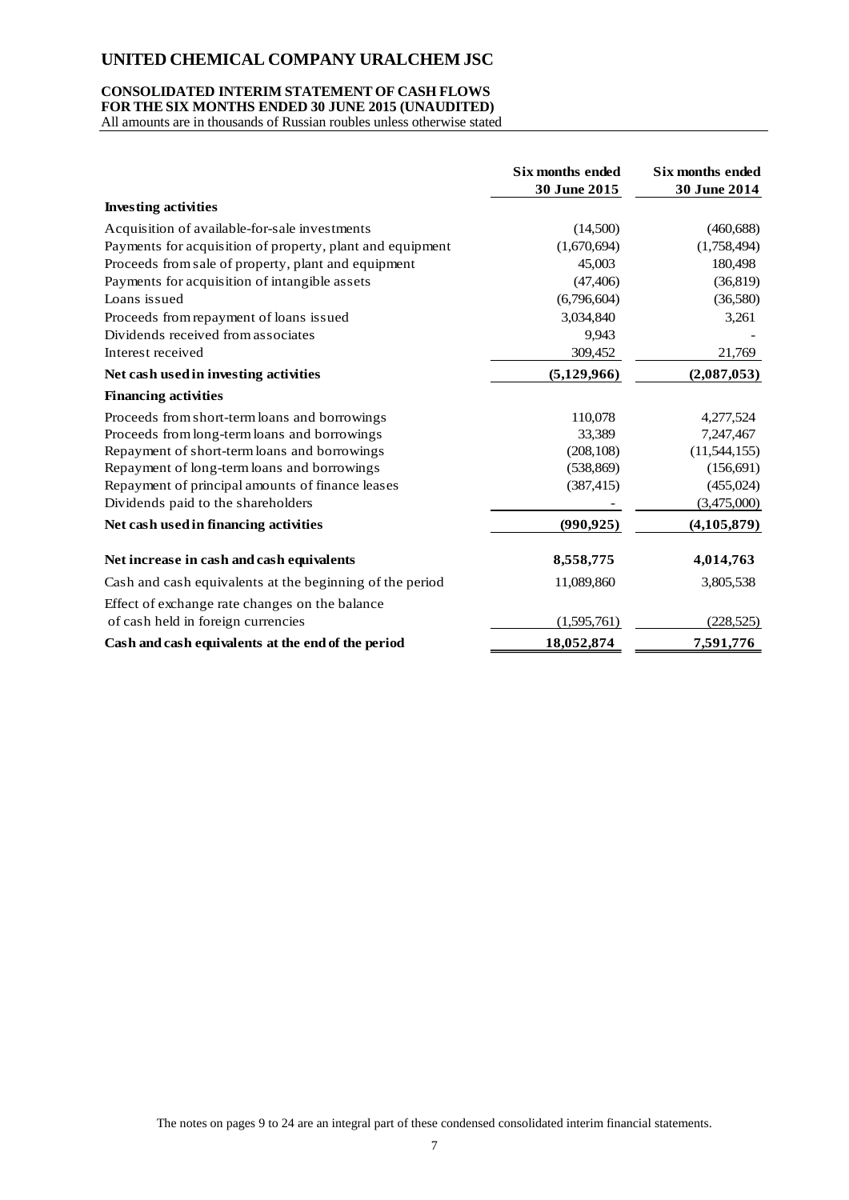# UNITED CHEMICAL COMPANY URALCHEM JSC

**CONSOLIDATED INTERIM STATEMENT OF CASH FLOWS**
**FOR THE SIX MONTHS ENDED 30 JUNE 2015 (UNAUDITED)**
All amounts are in thousands of Russian roubles unless otherwise stated

| | Six months ended 30 June 2015 | Six months ended 30 June 2014 |
|---|---|---|
| **Investing activities** | | |
| Acquisition of available-for-sale investments | (14,500) | (460,688) |
| Payments for acquisition of property, plant and equipment | (1,670,694) | (1,758,494) |
| Proceeds from sale of property, plant and equipment | 45,003 | 180,498 |
| Payments for acquisition of intangible assets | (47,406) | (36,819) |
| Loans issued | (6,796,604) | (36,580) |
| Proceeds from repayment of loans issued | 3,034,840 | 3,261 |
| Dividends received from associates | 9,943 | - |
| Interest received | 309,452 | 21,769 |
| **Net cash used in investing activities** | **(5,129,966)** | **(2,087,053)** |
| **Financing activities** | | |
| Proceeds from short-term loans and borrowings | 110,078 | 4,277,524 |
| Proceeds from long-term loans and borrowings | 33,389 | 7,247,467 |
| Repayment of short-term loans and borrowings | (208,108) | (11,544,155) |
| Repayment of long-term loans and borrowings | (538,869) | (156,691) |
| Repayment of principal amounts of finance leases | (387,415) | (455,024) |
| Dividends paid to the shareholders | - | (3,475,000) |
| **Net cash used in financing activities** | **(990,925)** | **(4,105,879)** |
| **Net increase in cash and cash equivalents** | **8,558,775** | **4,014,763** |
| Cash and cash equivalents at the beginning of the period | 11,089,860 | 3,805,538 |
| Effect of exchange rate changes on the balance of cash held in foreign currencies | (1,595,761) | (228,525) |
| **Cash and cash equivalents at the end of the period** | **18,052,874** | **7,591,776** |

The notes on pages 9 to 24 are an integral part of these condensed consolidated interim financial statements.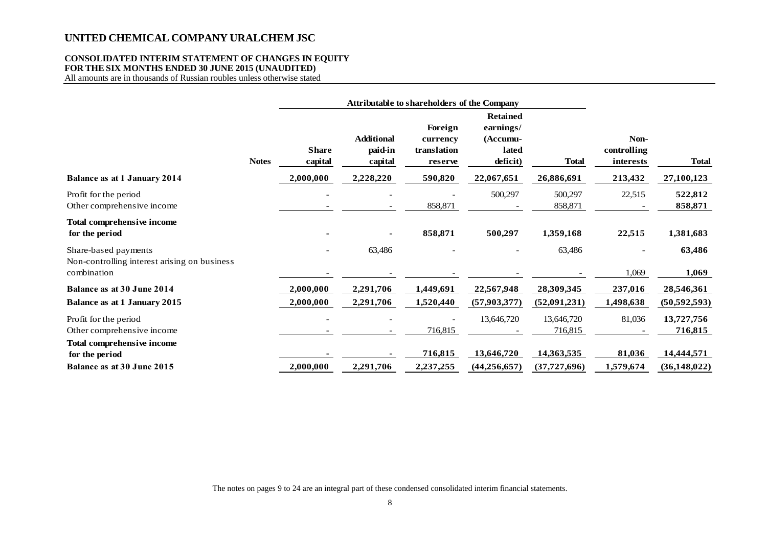# UNITED CHEMICAL COMPANY URALCHEM JSC

## CONSOLIDATED INTERIM STATEMENT OF CHANGES IN EQUITY
## FOR THE SIX MONTHS ENDED 30 JUNE 2015 (UNAUDITED)

All amounts are in thousands of Russian roubles unless otherwise stated

| | Notes | Attributable to shareholders of the Company | | | | | | |
|---|---|---|---|---|---|---|---|---|
| | | Share capital | Additional paid-in capital | Foreign currency translation reserve | Retained earnings/ (Accumu-lated deficit) | Total | Non-controlling interests | Total |
| **Balance as at 1 January 2014** | | **2,000,000** | **2,228,220** | **590,820** | **22,067,651** | **26,886,691** | **213,432** | **27,100,123** |
| Profit for the period | | - | - | - | 500,297 | 500,297 | 22,515 | **522,812** |
| Other comprehensive income | | - | - | 858,871 | - | 858,871 | - | **858,871** |
| **Total comprehensive income for the period** | | **-** | **-** | **858,871** | **500,297** | **1,359,168** | **22,515** | **1,381,683** |
| Share-based payments | | - | 63,486 | - | - | 63,486 | - | **63,486** |
| Non-controlling interest arising on business combination | | - | - | - | - | **-** | 1,069 | **1,069** |
| **Balance as at 30 June 2014** | | **2,000,000** | **2,291,706** | **1,449,691** | **22,567,948** | **28,309,345** | **237,016** | **28,546,361** |
| **Balance as at 1 January 2015** | | **2,000,000** | **2,291,706** | **1,520,440** | **(57,903,377)** | **(52,091,231)** | **1,498,638** | **(50,592,593)** |
| Profit for the period | | - | - | - | 13,646,720 | 13,646,720 | 81,036 | **13,727,756** |
| Other comprehensive income | | - | - | 716,815 | - | 716,815 | - | **716,815** |
| **Total comprehensive income for the period** | | **-** | **-** | **716,815** | **13,646,720** | **14,363,535** | **81,036** | **14,444,571** |
| **Balance as at 30 June 2015** | | **2,000,000** | **2,291,706** | **2,237,255** | **(44,256,657)** | **(37,727,696)** | **1,579,674** | **(36,148,022)** |

The notes on pages 9 to 24 are an integral part of these condensed consolidated interim financial statements.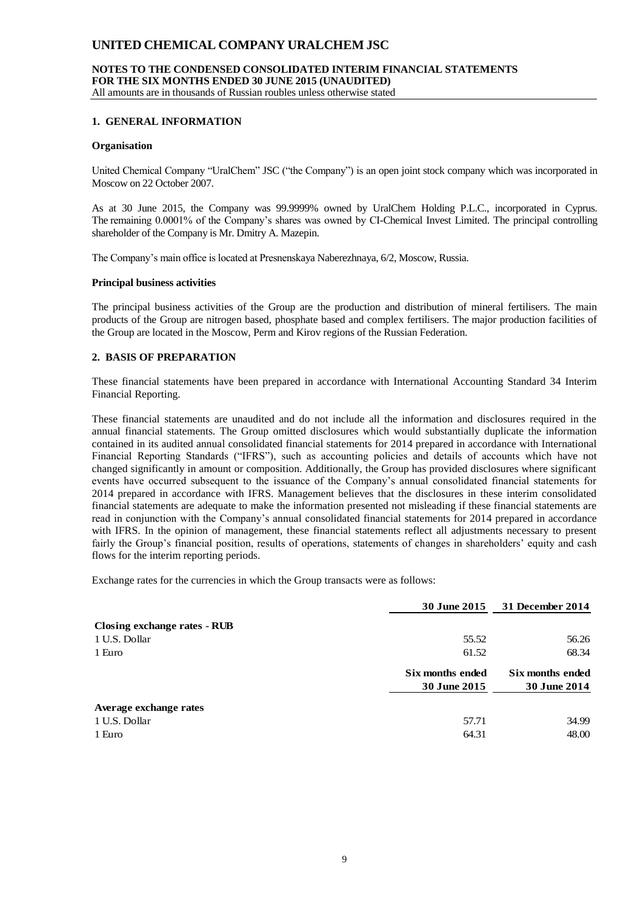## 1. GENERAL INFORMATION

### Organisation

United Chemical Company "UralChem" JSC ("the Company") is an open joint stock company which was incorporated in Moscow on 22 October 2007.

As at 30 June 2015, the Company was 99.9999% owned by UralChem Holding P.L.C., incorporated in Cyprus. The remaining 0.0001% of the Company's shares was owned by CI-Chemical Invest Limited. The principal controlling shareholder of the Company is Mr. Dmitry A. Mazepin.

The Company's main office is located at Presnenskaya Naberezhnaya, 6/2, Moscow, Russia.

### Principal business activities

The principal business activities of the Group are the production and distribution of mineral fertilisers. The main products of the Group are nitrogen based, phosphate based and complex fertilisers. The major production facilities of the Group are located in the Moscow, Perm and Kirov regions of the Russian Federation.

## 2. BASIS OF PREPARATION

These financial statements have been prepared in accordance with International Accounting Standard 34 Interim Financial Reporting.

These financial statements are unaudited and do not include all the information and disclosures required in the annual financial statements. The Group omitted disclosures which would substantially duplicate the information contained in its audited annual consolidated financial statements for 2014 prepared in accordance with International Financial Reporting Standards ("IFRS"), such as accounting policies and details of accounts which have not changed significantly in amount or composition. Additionally, the Group has provided disclosures where significant events have occurred subsequent to the issuance of the Company's annual consolidated financial statements for 2014 prepared in accordance with IFRS. Management believes that the disclosures in these interim consolidated financial statements are adequate to make the information presented not misleading if these financial statements are read in conjunction with the Company's annual consolidated financial statements for 2014 prepared in accordance with IFRS. In the opinion of management, these financial statements reflect all adjustments necessary to present fairly the Group's financial position, results of operations, statements of changes in shareholders' equity and cash flows for the interim reporting periods.

Exchange rates for the currencies in which the Group transacts were as follows:

| | 30 June 2015 | 31 December 2014 |
|---|---|---|
| **Closing exchange rates - RUB** | | |
| 1 U.S. Dollar | 55.52 | 56.26 |
| 1 Euro | 61.52 | 68.34 |
| | **Six months ended 30 June 2015** | **Six months ended 30 June 2014** |
| **Average exchange rates** | | |
| 1 U.S. Dollar | 57.71 | 34.99 |
| 1 Euro | 64.31 | 48.00 |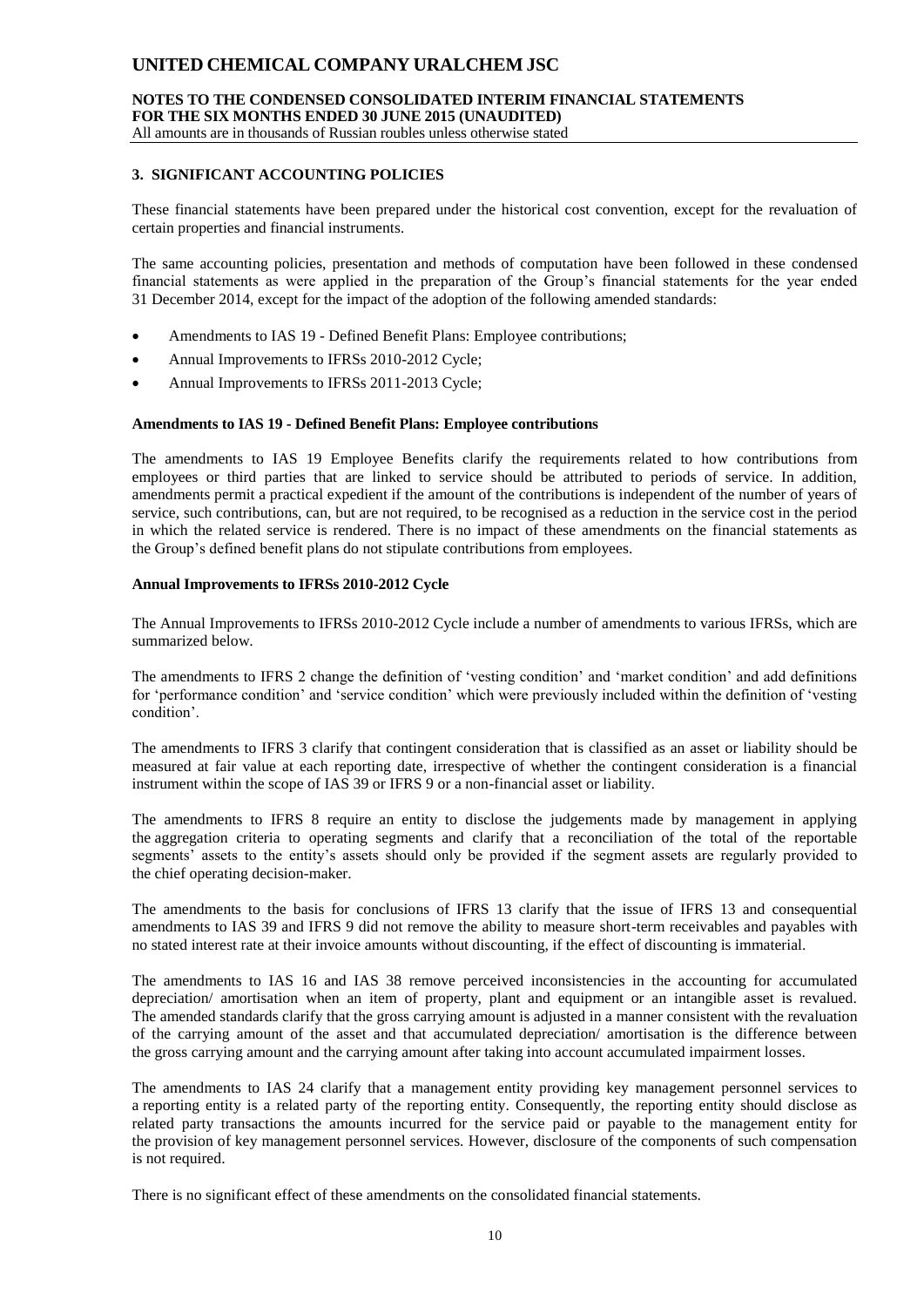### 3. SIGNIFICANT ACCOUNTING POLICIES

These financial statements have been prepared under the historical cost convention, except for the revaluation of certain properties and financial instruments.

The same accounting policies, presentation and methods of computation have been followed in these condensed financial statements as were applied in the preparation of the Group's financial statements for the year ended 31 December 2014, except for the impact of the adoption of the following amended standards:

- Amendments to IAS 19 - Defined Benefit Plans: Employee contributions;
- Annual Improvements to IFRSs 2010-2012 Cycle;
- Annual Improvements to IFRSs 2011-2013 Cycle;

**Amendments to IAS 19 - Defined Benefit Plans: Employee contributions**

The amendments to IAS 19 Employee Benefits clarify the requirements related to how contributions from employees or third parties that are linked to service should be attributed to periods of service. In addition, amendments permit a practical expedient if the amount of the contributions is independent of the number of years of service, such contributions, can, but are not required, to be recognised as a reduction in the service cost in the period in which the related service is rendered. There is no impact of these amendments on the financial statements as the Group's defined benefit plans do not stipulate contributions from employees.

**Annual Improvements to IFRSs 2010-2012 Cycle**

The Annual Improvements to IFRSs 2010-2012 Cycle include a number of amendments to various IFRSs, which are summarized below.

The amendments to IFRS 2 change the definition of 'vesting condition' and 'market condition' and add definitions for 'performance condition' and 'service condition' which were previously included within the definition of 'vesting condition'.

The amendments to IFRS 3 clarify that contingent consideration that is classified as an asset or liability should be measured at fair value at each reporting date, irrespective of whether the contingent consideration is a financial instrument within the scope of IAS 39 or IFRS 9 or a non-financial asset or liability.

The amendments to IFRS 8 require an entity to disclose the judgements made by management in applying the aggregation criteria to operating segments and clarify that a reconciliation of the total of the reportable segments' assets to the entity's assets should only be provided if the segment assets are regularly provided to the chief operating decision-maker.

The amendments to the basis for conclusions of IFRS 13 clarify that the issue of IFRS 13 and consequential amendments to IAS 39 and IFRS 9 did not remove the ability to measure short-term receivables and payables with no stated interest rate at their invoice amounts without discounting, if the effect of discounting is immaterial.

The amendments to IAS 16 and IAS 38 remove perceived inconsistencies in the accounting for accumulated depreciation/ amortisation when an item of property, plant and equipment or an intangible asset is revalued. The amended standards clarify that the gross carrying amount is adjusted in a manner consistent with the revaluation of the carrying amount of the asset and that accumulated depreciation/ amortisation is the difference between the gross carrying amount and the carrying amount after taking into account accumulated impairment losses.

The amendments to IAS 24 clarify that a management entity providing key management personnel services to a reporting entity is a related party of the reporting entity. Consequently, the reporting entity should disclose as related party transactions the amounts incurred for the service paid or payable to the management entity for the provision of key management personnel services. However, disclosure of the components of such compensation is not required.

There is no significant effect of these amendments on the consolidated financial statements.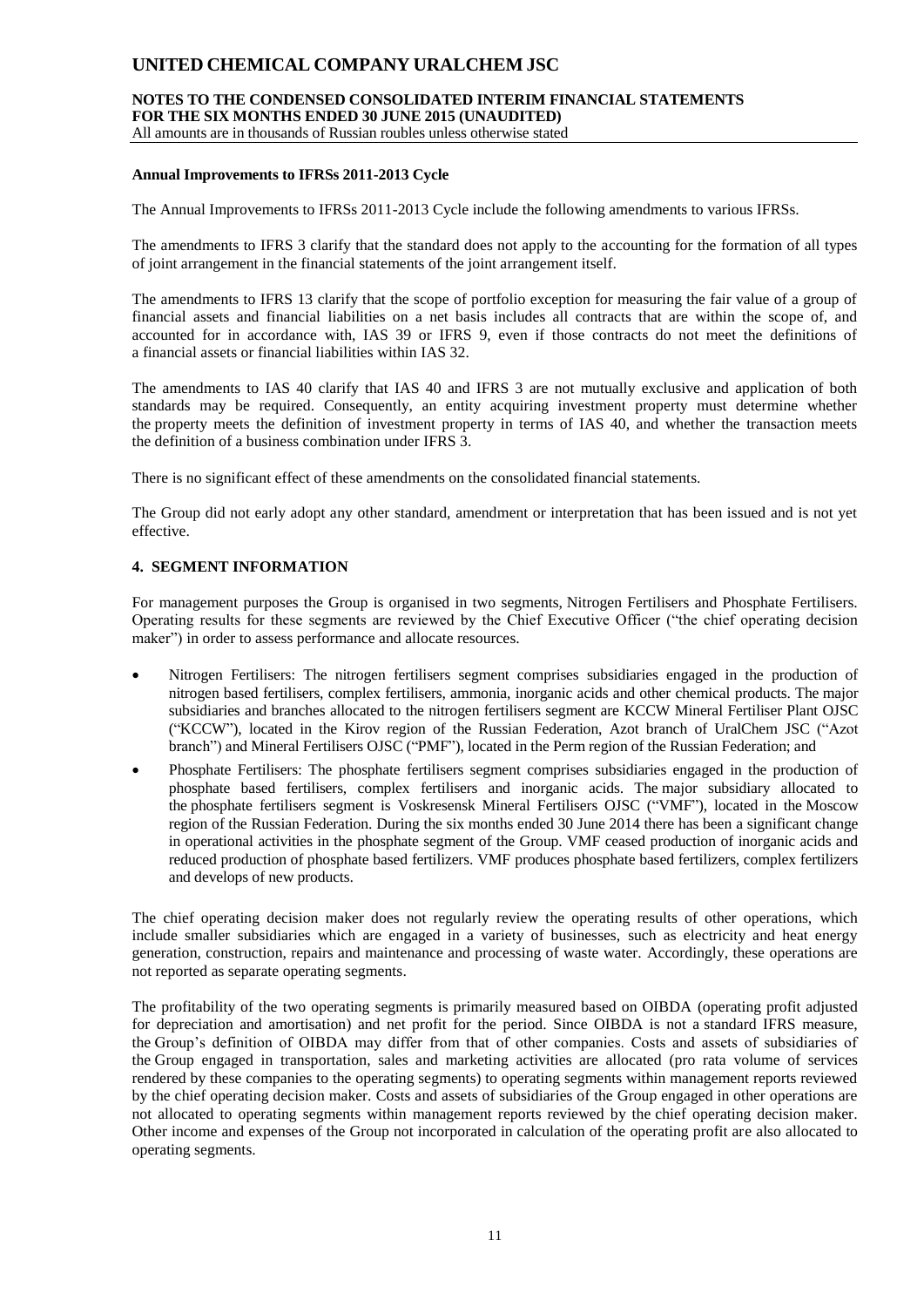### Annual Improvements to IFRSs 2011-2013 Cycle

The Annual Improvements to IFRSs 2011-2013 Cycle include the following amendments to various IFRSs.

The amendments to IFRS 3 clarify that the standard does not apply to the accounting for the formation of all types of joint arrangement in the financial statements of the joint arrangement itself.

The amendments to IFRS 13 clarify that the scope of portfolio exception for measuring the fair value of a group of financial assets and financial liabilities on a net basis includes all contracts that are within the scope of, and accounted for in accordance with, IAS 39 or IFRS 9, even if those contracts do not meet the definitions of a financial assets or financial liabilities within IAS 32.

The amendments to IAS 40 clarify that IAS 40 and IFRS 3 are not mutually exclusive and application of both standards may be required. Consequently, an entity acquiring investment property must determine whether the property meets the definition of investment property in terms of IAS 40, and whether the transaction meets the definition of a business combination under IFRS 3.

There is no significant effect of these amendments on the consolidated financial statements.

The Group did not early adopt any other standard, amendment or interpretation that has been issued and is not yet effective.

## 4. SEGMENT INFORMATION

For management purposes the Group is organised in two segments, Nitrogen Fertilisers and Phosphate Fertilisers. Operating results for these segments are reviewed by the Chief Executive Officer ("the chief operating decision maker") in order to assess performance and allocate resources.

- Nitrogen Fertilisers: The nitrogen fertilisers segment comprises subsidiaries engaged in the production of nitrogen based fertilisers, complex fertilisers, ammonia, inorganic acids and other chemical products. The major subsidiaries and branches allocated to the nitrogen fertilisers segment are KCCW Mineral Fertiliser Plant OJSC ("KCCW"), located in the Kirov region of the Russian Federation, Azot branch of UralChem JSC ("Azot branch") and Mineral Fertilisers OJSC ("PMF"), located in the Perm region of the Russian Federation; and
- Phosphate Fertilisers: The phosphate fertilisers segment comprises subsidiaries engaged in the production of phosphate based fertilisers, complex fertilisers and inorganic acids. The major subsidiary allocated to the phosphate fertilisers segment is Voskresensk Mineral Fertilisers OJSC ("VMF"), located in the Moscow region of the Russian Federation. During the six months ended 30 June 2014 there has been a significant change in operational activities in the phosphate segment of the Group. VMF ceased production of inorganic acids and reduced production of phosphate based fertilizers. VMF produces phosphate based fertilizers, complex fertilizers and develops of new products.

The chief operating decision maker does not regularly review the operating results of other operations, which include smaller subsidiaries which are engaged in a variety of businesses, such as electricity and heat energy generation, construction, repairs and maintenance and processing of waste water. Accordingly, these operations are not reported as separate operating segments.

The profitability of the two operating segments is primarily measured based on OIBDA (operating profit adjusted for depreciation and amortisation) and net profit for the period. Since OIBDA is not a standard IFRS measure, the Group's definition of OIBDA may differ from that of other companies. Costs and assets of subsidiaries of the Group engaged in transportation, sales and marketing activities are allocated (pro rata volume of services rendered by these companies to the operating segments) to operating segments within management reports reviewed by the chief operating decision maker. Costs and assets of subsidiaries of the Group engaged in other operations are not allocated to operating segments within management reports reviewed by the chief operating decision maker. Other income and expenses of the Group not incorporated in calculation of the operating profit are also allocated to operating segments.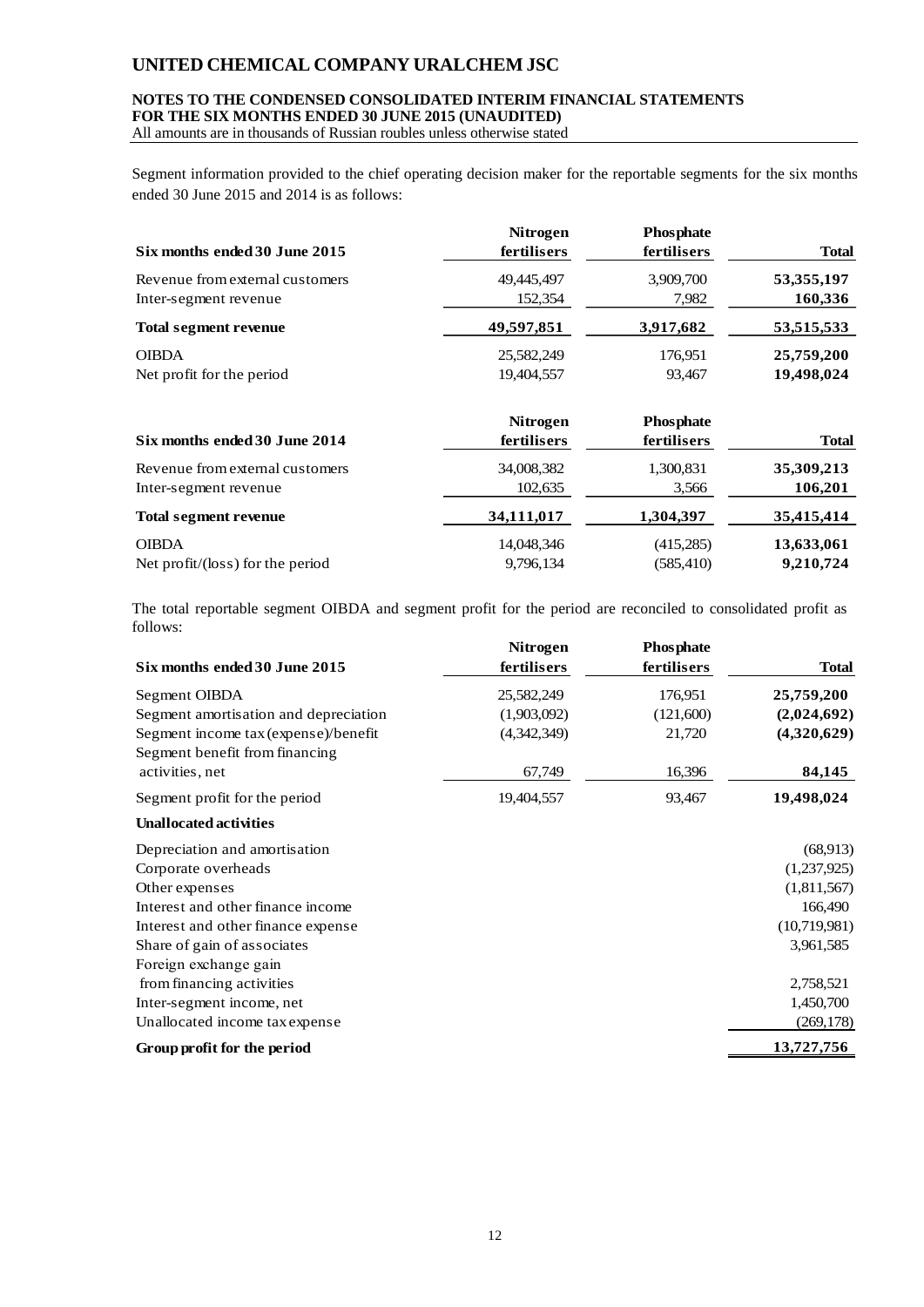Segment information provided to the chief operating decision maker for the reportable segments for the six months ended 30 June 2015 and 2014 is as follows:

| Six months ended 30 June 2015 | Nitrogen fertilisers | Phosphate fertilisers | Total |
|---|---|---|---|
| Revenue from external customers | 49,445,497 | 3,909,700 | **53,355,197** |
| Inter-segment revenue | 152,354 | 7,982 | **160,336** |
| **Total segment revenue** | **49,597,851** | **3,917,682** | **53,515,533** |
| OIBDA | 25,582,249 | 176,951 | **25,759,200** |
| Net profit for the period | 19,404,557 | 93,467 | **19,498,024** |

| Six months ended 30 June 2014 | Nitrogen fertilisers | Phosphate fertilisers | Total |
|---|---|---|---|
| Revenue from external customers | 34,008,382 | 1,300,831 | **35,309,213** |
| Inter-segment revenue | 102,635 | 3,566 | **106,201** |
| **Total segment revenue** | **34,111,017** | **1,304,397** | **35,415,414** |
| OIBDA | 14,048,346 | (415,285) | **13,633,061** |
| Net profit/(loss) for the period | 9,796,134 | (585,410) | **9,210,724** |

The total reportable segment OIBDA and segment profit for the period are reconciled to consolidated profit as follows:

| Six months ended 30 June 2015 | Nitrogen fertilisers | Phosphate fertilisers | Total |
|---|---|---|---|
| Segment OIBDA | 25,582,249 | 176,951 | **25,759,200** |
| Segment amortisation and depreciation | (1,903,092) | (121,600) | **(2,024,692)** |
| Segment income tax (expense)/benefit | (4,342,349) | 21,720 | **(4,320,629)** |
| Segment benefit from financing activities, net | 67,749 | 16,396 | **84,145** |
| Segment profit for the period | 19,404,557 | 93,467 | **19,498,024** |
| **Unallocated activities** | | | |
| Depreciation and amortisation | | | (68,913) |
| Corporate overheads | | | (1,237,925) |
| Other expenses | | | (1,811,567) |
| Interest and other finance income | | | 166,490 |
| Interest and other finance expense | | | (10,719,981) |
| Share of gain of associates | | | 3,961,585 |
| Foreign exchange gain from financing activities | | | 2,758,521 |
| Inter-segment income, net | | | 1,450,700 |
| Unallocated income tax expense | | | (269,178) |
| **Group profit for the period** | | | **13,727,756** |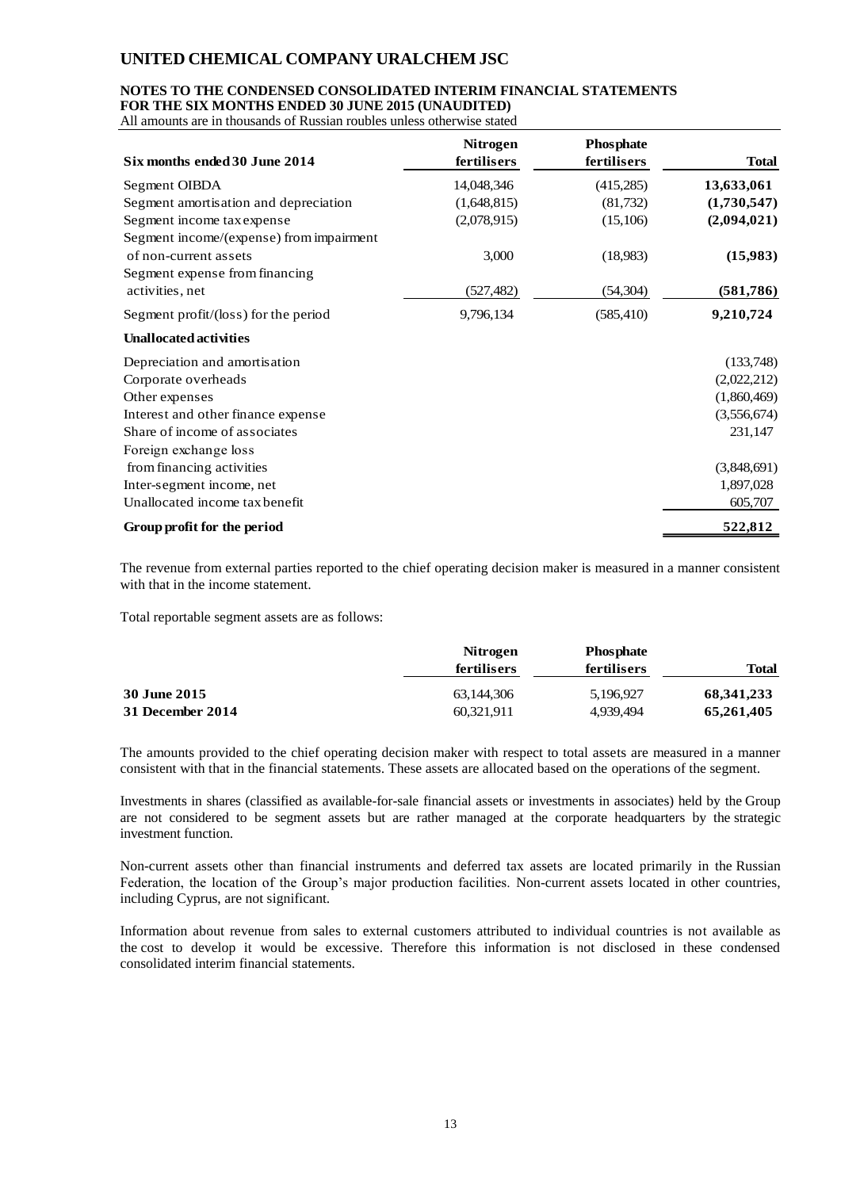| Six months ended 30 June 2014 | Nitrogen fertilisers | Phosphate fertilisers | Total |
|---|---|---|---|
| Segment OIBDA | 14,048,346 | (415,285) | **13,633,061** |
| Segment amortisation and depreciation | (1,648,815) | (81,732) | **(1,730,547)** |
| Segment income tax expense | (2,078,915) | (15,106) | **(2,094,021)** |
| Segment income/(expense) from impairment of non-current assets | 3,000 | (18,983) | **(15,983)** |
| Segment expense from financing activities, net | (527,482) | (54,304) | **(581,786)** |
| Segment profit/(loss) for the period | 9,796,134 | (585,410) | **9,210,724** |
| **Unallocated activities** | | | |
| Depreciation and amortisation | | | (133,748) |
| Corporate overheads | | | (2,022,212) |
| Other expenses | | | (1,860,469) |
| Interest and other finance expense | | | (3,556,674) |
| Share of income of associates | | | 231,147 |
| Foreign exchange loss from financing activities | | | (3,848,691) |
| Inter-segment income, net | | | 1,897,028 |
| Unallocated income tax benefit | | | 605,707 |
| **Group profit for the period** | | | **522,812** |

The revenue from external parties reported to the chief operating decision maker is measured in a manner consistent with that in the income statement.

Total reportable segment assets are as follows:

| | Nitrogen fertilisers | Phosphate fertilisers | Total |
|---|---|---|---|
| **30 June 2015** | 63,144,306 | 5,196,927 | **68,341,233** |
| **31 December 2014** | 60,321,911 | 4,939,494 | **65,261,405** |

The amounts provided to the chief operating decision maker with respect to total assets are measured in a manner consistent with that in the financial statements. These assets are allocated based on the operations of the segment.

Investments in shares (classified as available-for-sale financial assets or investments in associates) held by the Group are not considered to be segment assets but are rather managed at the corporate headquarters by the strategic investment function.

Non-current assets other than financial instruments and deferred tax assets are located primarily in the Russian Federation, the location of the Group's major production facilities. Non-current assets located in other countries, including Cyprus, are not significant.

Information about revenue from sales to external customers attributed to individual countries is not available as the cost to develop it would be excessive. Therefore this information is not disclosed in these condensed consolidated interim financial statements.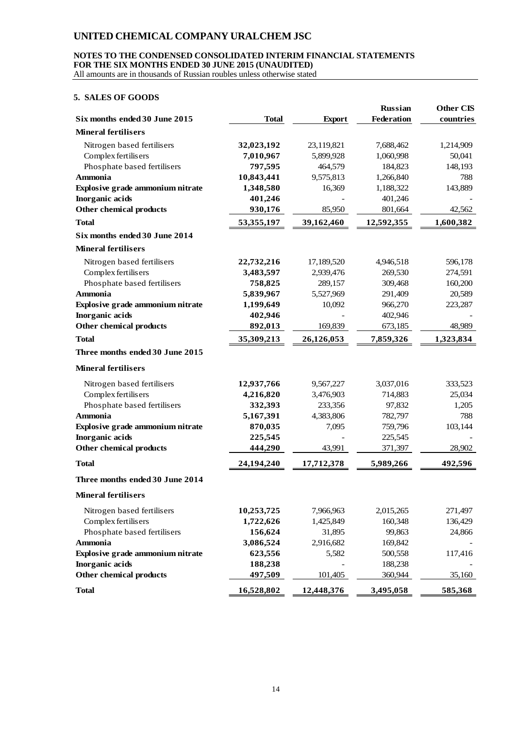## 5. SALES OF GOODS

| Six months ended 30 June 2015 | Total | Export | Russian Federation | Other CIS countries |
|---|---|---|---|---|
| **Mineral fertilisers** | | | | |
| Nitrogen based fertilisers | **32,023,192** | 23,119,821 | 7,688,462 | 1,214,909 |
| Complex fertilisers | **7,010,967** | 5,899,928 | 1,060,998 | 50,041 |
| Phosphate based fertilisers | **797,595** | 464,579 | 184,823 | 148,193 |
| **Ammonia** | **10,843,441** | 9,575,813 | 1,266,840 | 788 |
| **Explosive grade ammonium nitrate** | **1,348,580** | 16,369 | 1,188,322 | 143,889 |
| **Inorganic acids** | **401,246** | - | 401,246 | - |
| **Other chemical products** | **930,176** | 85,950 | 801,664 | 42,562 |
| **Total** | **53,355,197** | **39,162,460** | **12,592,355** | **1,600,382** |
| **Six months ended 30 June 2014** | | | | |
| **Mineral fertilisers** | | | | |
| Nitrogen based fertilisers | **22,732,216** | 17,189,520 | 4,946,518 | 596,178 |
| Complex fertilisers | **3,483,597** | 2,939,476 | 269,530 | 274,591 |
| Phosphate based fertilisers | **758,825** | 289,157 | 309,468 | 160,200 |
| **Ammonia** | **5,839,967** | 5,527,969 | 291,409 | 20,589 |
| **Explosive grade ammonium nitrate** | **1,199,649** | 10,092 | 966,270 | 223,287 |
| **Inorganic acids** | **402,946** | - | 402,946 | - |
| **Other chemical products** | **892,013** | 169,839 | 673,185 | 48,989 |
| **Total** | **35,309,213** | **26,126,053** | **7,859,326** | **1,323,834** |
| **Three months ended 30 June 2015** | | | | |
| **Mineral fertilisers** | | | | |
| Nitrogen based fertilisers | **12,937,766** | 9,567,227 | 3,037,016 | 333,523 |
| Complex fertilisers | **4,216,820** | 3,476,903 | 714,883 | 25,034 |
| Phosphate based fertilisers | **332,393** | 233,356 | 97,832 | 1,205 |
| **Ammonia** | **5,167,391** | 4,383,806 | 782,797 | 788 |
| **Explosive grade ammonium nitrate** | **870,035** | 7,095 | 759,796 | 103,144 |
| **Inorganic acids** | **225,545** | - | 225,545 | - |
| **Other chemical products** | **444,290** | 43,991 | 371,397 | 28,902 |
| **Total** | **24,194,240** | **17,712,378** | **5,989,266** | **492,596** |
| **Three months ended 30 June 2014** | | | | |
| **Mineral fertilisers** | | | | |
| Nitrogen based fertilisers | **10,253,725** | 7,966,963 | 2,015,265 | 271,497 |
| Complex fertilisers | **1,722,626** | 1,425,849 | 160,348 | 136,429 |
| Phosphate based fertilisers | **156,624** | 31,895 | 99,863 | 24,866 |
| **Ammonia** | **3,086,524** | 2,916,682 | 169,842 | - |
| **Explosive grade ammonium nitrate** | **623,556** | 5,582 | 500,558 | 117,416 |
| **Inorganic acids** | **188,238** | - | 188,238 | - |
| **Other chemical products** | **497,509** | 101,405 | 360,944 | 35,160 |
| **Total** | **16,528,802** | **12,448,376** | **3,495,058** | **585,368** |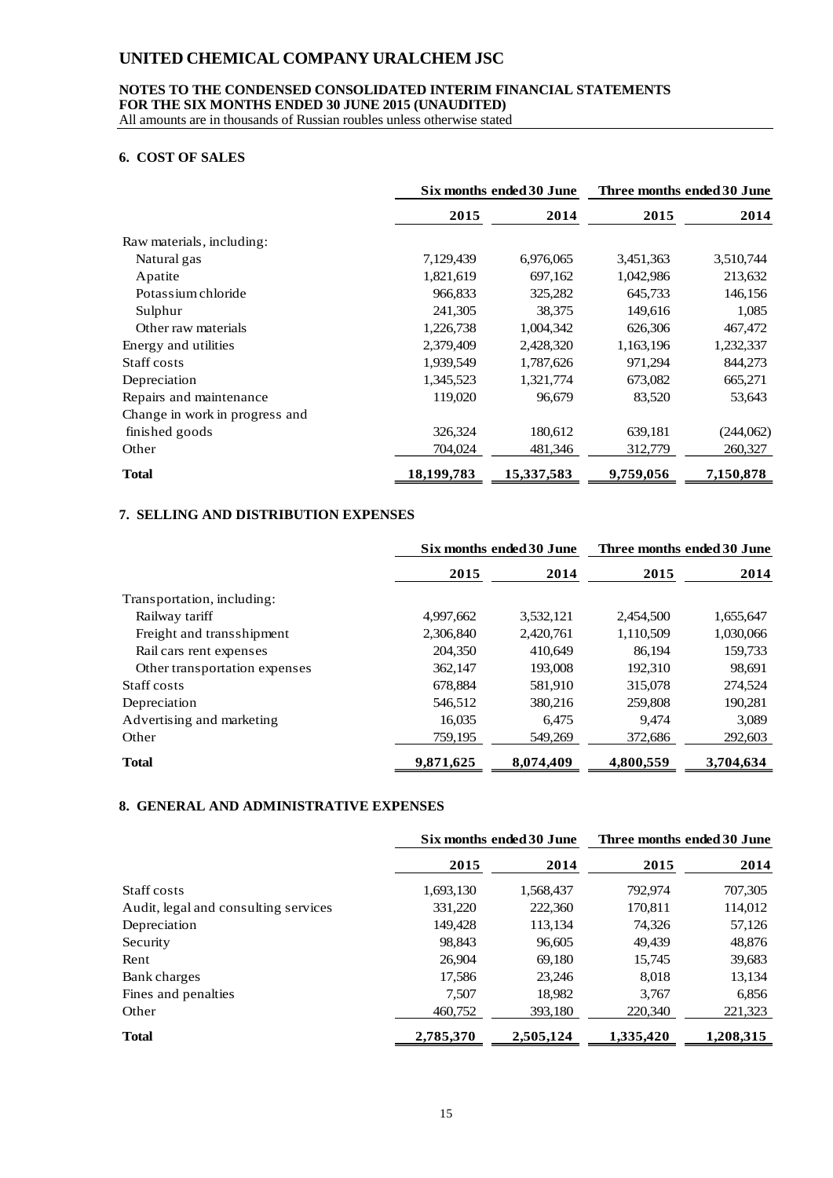# UNITED CHEMICAL COMPANY URALCHEM JSC

**NOTES TO THE CONDENSED CONSOLIDATED INTERIM FINANCIAL STATEMENTS**
**FOR THE SIX MONTHS ENDED 30 JUNE 2015 (UNAUDITED)**
All amounts are in thousands of Russian roubles unless otherwise stated

## 6. COST OF SALES

| | Six months ended 30 June | | Three months ended 30 June | |
|---|---|---|---|---|
| | **2015** | **2014** | **2015** | **2014** |
| Raw materials, including: | | | | |
| Natural gas | 7,129,439 | 6,976,065 | 3,451,363 | 3,510,744 |
| Apatite | 1,821,619 | 697,162 | 1,042,986 | 213,632 |
| Potassium chloride | 966,833 | 325,282 | 645,733 | 146,156 |
| Sulphur | 241,305 | 38,375 | 149,616 | 1,085 |
| Other raw materials | 1,226,738 | 1,004,342 | 626,306 | 467,472 |
| Energy and utilities | 2,379,409 | 2,428,320 | 1,163,196 | 1,232,337 |
| Staff costs | 1,939,549 | 1,787,626 | 971,294 | 844,273 |
| Depreciation | 1,345,523 | 1,321,774 | 673,082 | 665,271 |
| Repairs and maintenance | 119,020 | 96,679 | 83,520 | 53,643 |
| Change in work in progress and finished goods | 326,324 | 180,612 | 639,181 | (244,062) |
| Other | 704,024 | 481,346 | 312,779 | 260,327 |
| **Total** | **18,199,783** | **15,337,583** | **9,759,056** | **7,150,878** |

## 7. SELLING AND DISTRIBUTION EXPENSES

| | Six months ended 30 June | | Three months ended 30 June | |
|---|---|---|---|---|
| | **2015** | **2014** | **2015** | **2014** |
| Transportation, including: | | | | |
| Railway tariff | 4,997,662 | 3,532,121 | 2,454,500 | 1,655,647 |
| Freight and transshipment | 2,306,840 | 2,420,761 | 1,110,509 | 1,030,066 |
| Rail cars rent expenses | 204,350 | 410,649 | 86,194 | 159,733 |
| Other transportation expenses | 362,147 | 193,008 | 192,310 | 98,691 |
| Staff costs | 678,884 | 581,910 | 315,078 | 274,524 |
| Depreciation | 546,512 | 380,216 | 259,808 | 190,281 |
| Advertising and marketing | 16,035 | 6,475 | 9,474 | 3,089 |
| Other | 759,195 | 549,269 | 372,686 | 292,603 |
| **Total** | **9,871,625** | **8,074,409** | **4,800,559** | **3,704,634** |

## 8. GENERAL AND ADMINISTRATIVE EXPENSES

| | Six months ended 30 June | | Three months ended 30 June | |
|---|---|---|---|---|
| | **2015** | **2014** | **2015** | **2014** |
| Staff costs | 1,693,130 | 1,568,437 | 792,974 | 707,305 |
| Audit, legal and consulting services | 331,220 | 222,360 | 170,811 | 114,012 |
| Depreciation | 149,428 | 113,134 | 74,326 | 57,126 |
| Security | 98,843 | 96,605 | 49,439 | 48,876 |
| Rent | 26,904 | 69,180 | 15,745 | 39,683 |
| Bank charges | 17,586 | 23,246 | 8,018 | 13,134 |
| Fines and penalties | 7,507 | 18,982 | 3,767 | 6,856 |
| Other | 460,752 | 393,180 | 220,340 | 221,323 |
| **Total** | **2,785,370** | **2,505,124** | **1,335,420** | **1,208,315** |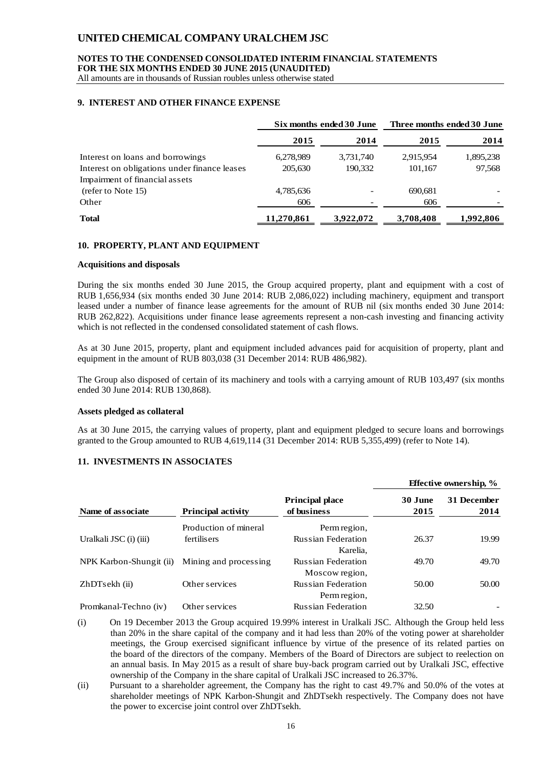## 9. INTEREST AND OTHER FINANCE EXPENSE

| | Six months ended 30 June | | Three months ended 30 June | |
|---|---|---|---|---|
| | **2015** | **2014** | **2015** | **2014** |
| Interest on loans and borrowings | 6,278,989 | 3,731,740 | 2,915,954 | 1,895,238 |
| Interest on obligations under finance leases | 205,630 | 190,332 | 101,167 | 97,568 |
| Impairment of financial assets (refer to Note 15) | 4,785,636 | - | 690,681 | - |
| Other | 606 | - | 606 | - |
| **Total** | **11,270,861** | **3,922,072** | **3,708,408** | **1,992,806** |

## 10. PROPERTY, PLANT AND EQUIPMENT

**Acquisitions and disposals**

During the six months ended 30 June 2015, the Group acquired property, plant and equipment with a cost of RUB 1,656,934 (six months ended 30 June 2014: RUB 2,086,022) including machinery, equipment and transport leased under a number of finance lease agreements for the amount of RUB nil (six months ended 30 June 2014: RUB 262,822). Acquisitions under finance lease agreements represent a non-cash investing and financing activity which is not reflected in the condensed consolidated statement of cash flows.

As at 30 June 2015, property, plant and equipment included advances paid for acquisition of property, plant and equipment in the amount of RUB 803,038 (31 December 2014: RUB 486,982).

The Group also disposed of certain of its machinery and tools with a carrying amount of RUB 103,497 (six months ended 30 June 2014: RUB 130,868).

**Assets pledged as collateral**

As at 30 June 2015, the carrying values of property, plant and equipment pledged to secure loans and borrowings granted to the Group amounted to RUB 4,619,114 (31 December 2014: RUB 5,355,499) (refer to Note 14).

## 11. INVESTMENTS IN ASSOCIATES

| | | | Effective ownership, % | |
|---|---|---|---|---|
| **Name of associate** | **Principal activity** | **Principal place of business** | **30 June 2015** | **31 December 2014** |
| Uralkali JSC (i) (iii) | Production of mineral fertilisers | Perm region, Russian Federation | 26.37 | 19.99 |
| NPK Karbon-Shungit (ii) | Mining and processing | Karelia, Russian Federation | 49.70 | 49.70 |
| ZhDTsekh (ii) | Other services | Moscow region, Russian Federation | 50.00 | 50.00 |
| Promkanal-Techno (iv) | Other services | Perm region, Russian Federation | 32.50 | - |

(i) On 19 December 2013 the Group acquired 19.99% interest in Uralkali JSC. Although the Group held less than 20% in the share capital of the company and it had less than 20% of the voting power at shareholder meetings, the Group exercised significant influence by virtue of the presence of its related parties on the board of the directors of the company. Members of the Board of Directors are subject to reelection on an annual basis. In May 2015 as a result of share buy-back program carried out by Uralkali JSC, effective ownership of the Company in the share capital of Uralkali JSC increased to 26.37%.

(ii) Pursuant to a shareholder agreement, the Company has the right to cast 49.7% and 50.0% of the votes at shareholder meetings of NPK Karbon-Shungit and ZhDTsekh respectively. The Company does not have the power to excercise joint control over ZhDTsekh.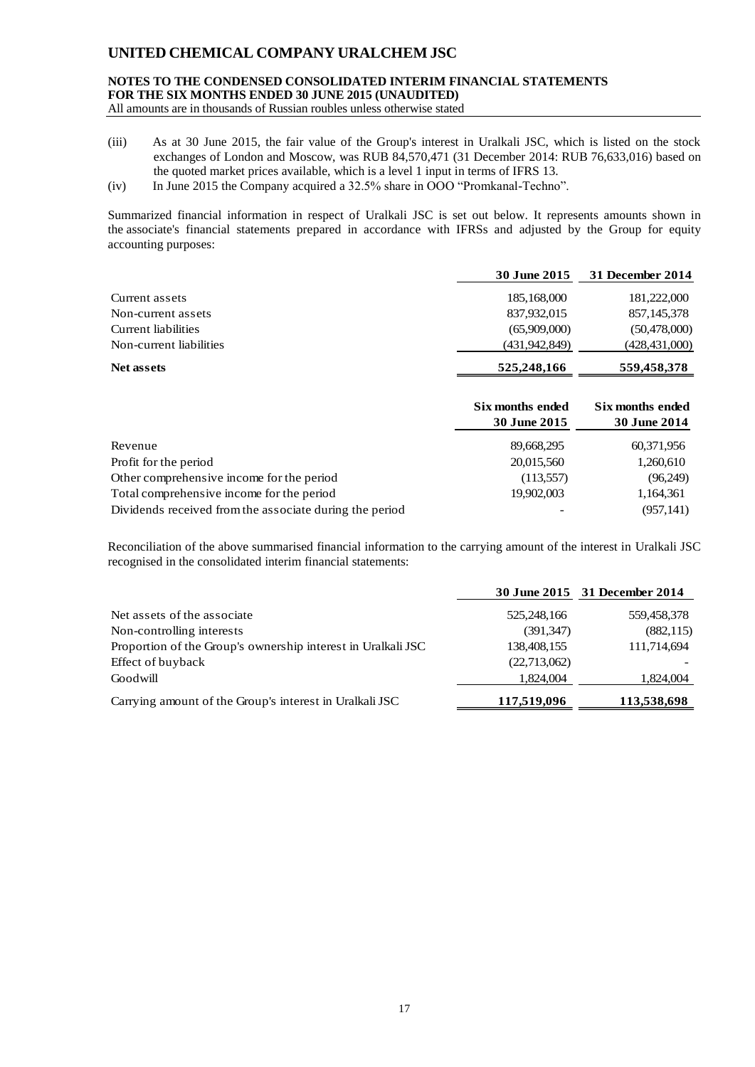(iii) As at 30 June 2015, the fair value of the Group's interest in Uralkali JSC, which is listed on the stock exchanges of London and Moscow, was RUB 84,570,471 (31 December 2014: RUB 76,633,016) based on the quoted market prices available, which is a level 1 input in terms of IFRS 13.

(iv) In June 2015 the Company acquired a 32.5% share in OOO "Promkanal-Techno".

Summarized financial information in respect of Uralkali JSC is set out below. It represents amounts shown in the associate's financial statements prepared in accordance with IFRSs and adjusted by the Group for equity accounting purposes:

| | 30 June 2015 | 31 December 2014 |
|---|---|---|
| Current assets | 185,168,000 | 181,222,000 |
| Non-current assets | 837,932,015 | 857,145,378 |
| Current liabilities | (65,909,000) | (50,478,000) |
| Non-current liabilities | (431,942,849) | (428,431,000) |
| **Net assets** | **525,248,166** | **559,458,378** |

| | Six months ended 30 June 2015 | Six months ended 30 June 2014 |
|---|---|---|
| Revenue | 89,668,295 | 60,371,956 |
| Profit for the period | 20,015,560 | 1,260,610 |
| Other comprehensive income for the period | (113,557) | (96,249) |
| Total comprehensive income for the period | 19,902,003 | 1,164,361 |
| Dividends received from the associate during the period | - | (957,141) |

Reconciliation of the above summarised financial information to the carrying amount of the interest in Uralkali JSC recognised in the consolidated interim financial statements:

| | 30 June 2015 | 31 December 2014 |
|---|---|---|
| Net assets of the associate | 525,248,166 | 559,458,378 |
| Non-controlling interests | (391,347) | (882,115) |
| Proportion of the Group's ownership interest in Uralkali JSC | 138,408,155 | 111,714,694 |
| Effect of buyback | (22,713,062) | - |
| Goodwill | 1,824,004 | 1,824,004 |
| Carrying amount of the Group's interest in Uralkali JSC | **117,519,096** | **113,538,698** |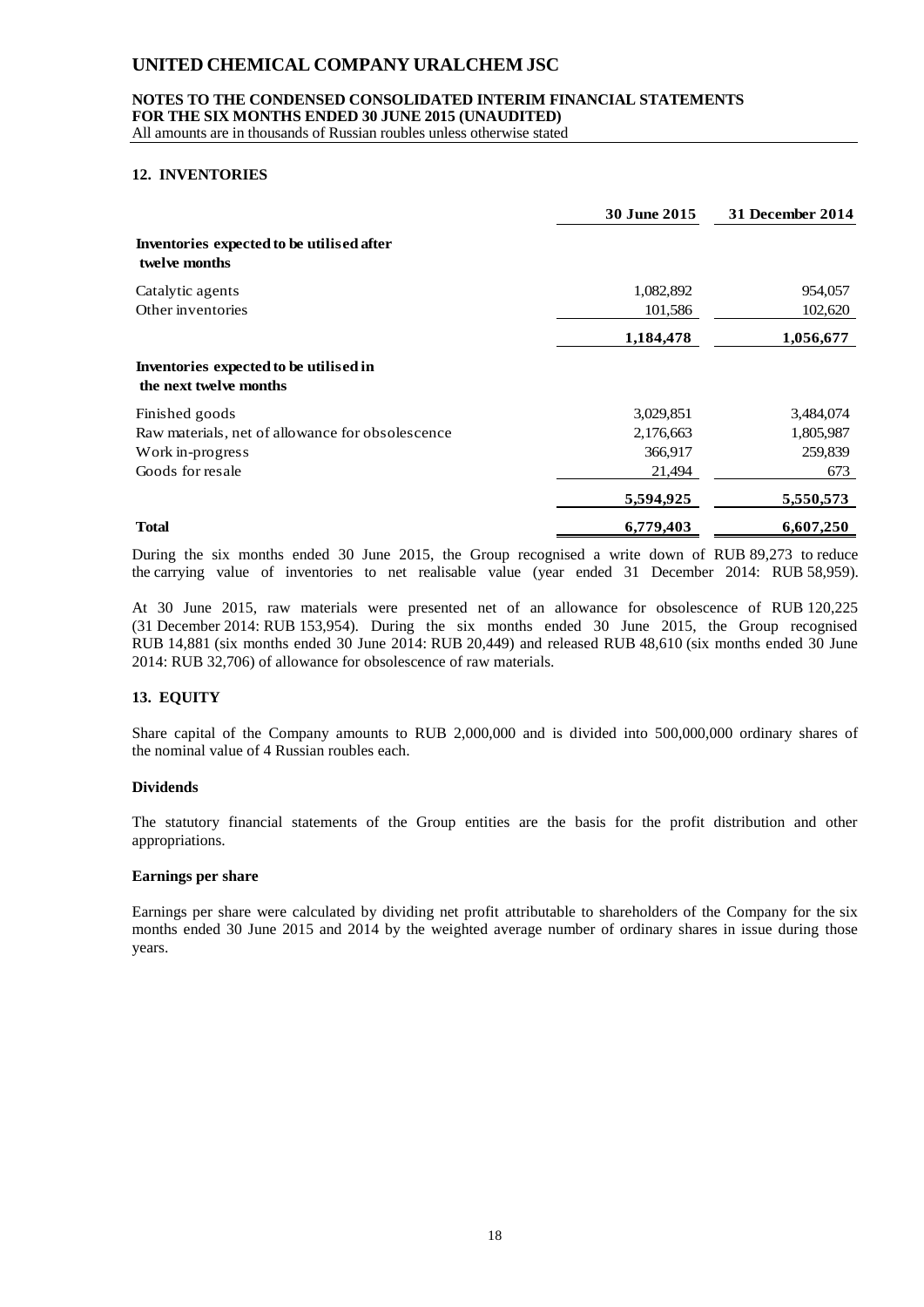## 12. INVENTORIES

| | 30 June 2015 | 31 December 2014 |
|---|---|---|
| **Inventories expected to be utilised after twelve months** | | |
| Catalytic agents | 1,082,892 | 954,057 |
| Other inventories | 101,586 | 102,620 |
| | **1,184,478** | **1,056,677** |
| **Inventories expected to be utilised in the next twelve months** | | |
| Finished goods | 3,029,851 | 3,484,074 |
| Raw materials, net of allowance for obsolescence | 2,176,663 | 1,805,987 |
| Work in-progress | 366,917 | 259,839 |
| Goods for resale | 21,494 | 673 |
| | **5,594,925** | **5,550,573** |
| **Total** | **6,779,403** | **6,607,250** |

During the six months ended 30 June 2015, the Group recognised a write down of RUB 89,273 to reduce the carrying value of inventories to net realisable value (year ended 31 December 2014: RUB 58,959).

At 30 June 2015, raw materials were presented net of an allowance for obsolescence of RUB 120,225 (31 December 2014: RUB 153,954). During the six months ended 30 June 2015, the Group recognised RUB 14,881 (six months ended 30 June 2014: RUB 20,449) and released RUB 48,610 (six months ended 30 June 2014: RUB 32,706) of allowance for obsolescence of raw materials.

## 13. EQUITY

Share capital of the Company amounts to RUB 2,000,000 and is divided into 500,000,000 ordinary shares of the nominal value of 4 Russian roubles each.

### Dividends

The statutory financial statements of the Group entities are the basis for the profit distribution and other appropriations.

### Earnings per share

Earnings per share were calculated by dividing net profit attributable to shareholders of the Company for the six months ended 30 June 2015 and 2014 by the weighted average number of ordinary shares in issue during those years.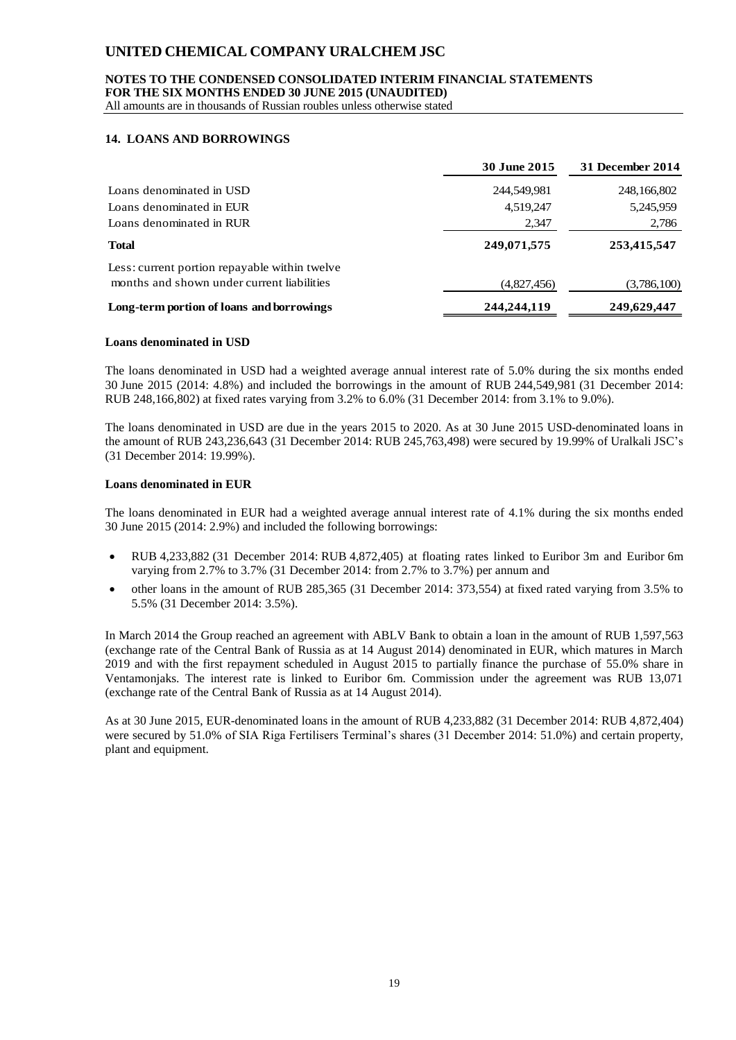## 14. LOANS AND BORROWINGS

| | 30 June 2015 | 31 December 2014 |
|---|---|---|
| Loans denominated in USD | 244,549,981 | 248,166,802 |
| Loans denominated in EUR | 4,519,247 | 5,245,959 |
| Loans denominated in RUR | 2,347 | 2,786 |
| **Total** | **249,071,575** | **253,415,547** |
| Less: current portion repayable within twelve months and shown under current liabilities | (4,827,456) | (3,786,100) |
| **Long-term portion of loans and borrowings** | **244,244,119** | **249,629,447** |

**Loans denominated in USD**

The loans denominated in USD had a weighted average annual interest rate of 5.0% during the six months ended 30 June 2015 (2014: 4.8%) and included the borrowings in the amount of RUB 244,549,981 (31 December 2014: RUB 248,166,802) at fixed rates varying from 3.2% to 6.0% (31 December 2014: from 3.1% to 9.0%).

The loans denominated in USD are due in the years 2015 to 2020. As at 30 June 2015 USD-denominated loans in the amount of RUB 243,236,643 (31 December 2014: RUB 245,763,498) were secured by 19.99% of Uralkali JSC's (31 December 2014: 19.99%).

**Loans denominated in EUR**

The loans denominated in EUR had a weighted average annual interest rate of 4.1% during the six months ended 30 June 2015 (2014: 2.9%) and included the following borrowings:

- RUB 4,233,882 (31 December 2014: RUB 4,872,405) at floating rates linked to Euribor 3m and Euribor 6m varying from 2.7% to 3.7% (31 December 2014: from 2.7% to 3.7%) per annum and
- other loans in the amount of RUB 285,365 (31 December 2014: 373,554) at fixed rated varying from 3.5% to 5.5% (31 December 2014: 3.5%).

In March 2014 the Group reached an agreement with ABLV Bank to obtain a loan in the amount of RUB 1,597,563 (exchange rate of the Central Bank of Russia as at 14 August 2014) denominated in EUR, which matures in March 2019 and with the first repayment scheduled in August 2015 to partially finance the purchase of 55.0% share in Ventamonjaks. The interest rate is linked to Euribor 6m. Commission under the agreement was RUB 13,071 (exchange rate of the Central Bank of Russia as at 14 August 2014).

As at 30 June 2015, EUR-denominated loans in the amount of RUB 4,233,882 (31 December 2014: RUB 4,872,404) were secured by 51.0% of SIA Riga Fertilisers Terminal's shares (31 December 2014: 51.0%) and certain property, plant and equipment.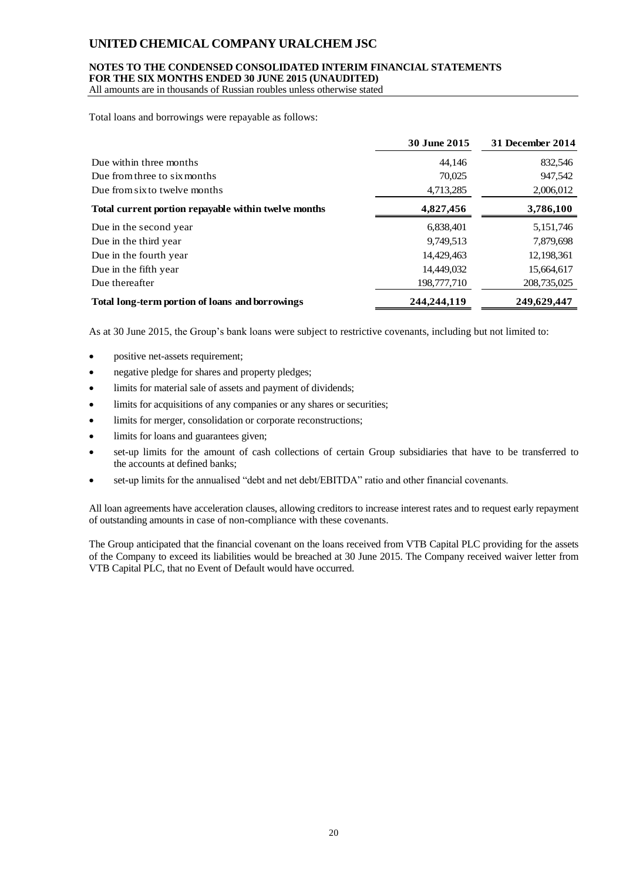Total loans and borrowings were repayable as follows:

| | 30 June 2015 | 31 December 2014 |
|---|---|---|
| Due within three months | 44,146 | 832,546 |
| Due from three to six months | 70,025 | 947,542 |
| Due from six to twelve months | 4,713,285 | 2,006,012 |
| **Total current portion repayable within twelve months** | **4,827,456** | **3,786,100** |
| Due in the second year | 6,838,401 | 5,151,746 |
| Due in the third year | 9,749,513 | 7,879,698 |
| Due in the fourth year | 14,429,463 | 12,198,361 |
| Due in the fifth year | 14,449,032 | 15,664,617 |
| Due thereafter | 198,777,710 | 208,735,025 |
| **Total long-term portion of loans and borrowings** | **244,244,119** | **249,629,447** |

As at 30 June 2015, the Group's bank loans were subject to restrictive covenants, including but not limited to:

- positive net-assets requirement;
- negative pledge for shares and property pledges;
- limits for material sale of assets and payment of dividends;
- limits for acquisitions of any companies or any shares or securities;
- limits for merger, consolidation or corporate reconstructions;
- limits for loans and guarantees given;
- set-up limits for the amount of cash collections of certain Group subsidiaries that have to be transferred to the accounts at defined banks;
- set-up limits for the annualised "debt and net debt/EBITDA" ratio and other financial covenants.

All loan agreements have acceleration clauses, allowing creditors to increase interest rates and to request early repayment of outstanding amounts in case of non-compliance with these covenants.

The Group anticipated that the financial covenant on the loans received from VTB Capital PLC providing for the assets of the Company to exceed its liabilities would be breached at 30 June 2015. The Company received waiver letter from VTB Capital PLC, that no Event of Default would have occurred.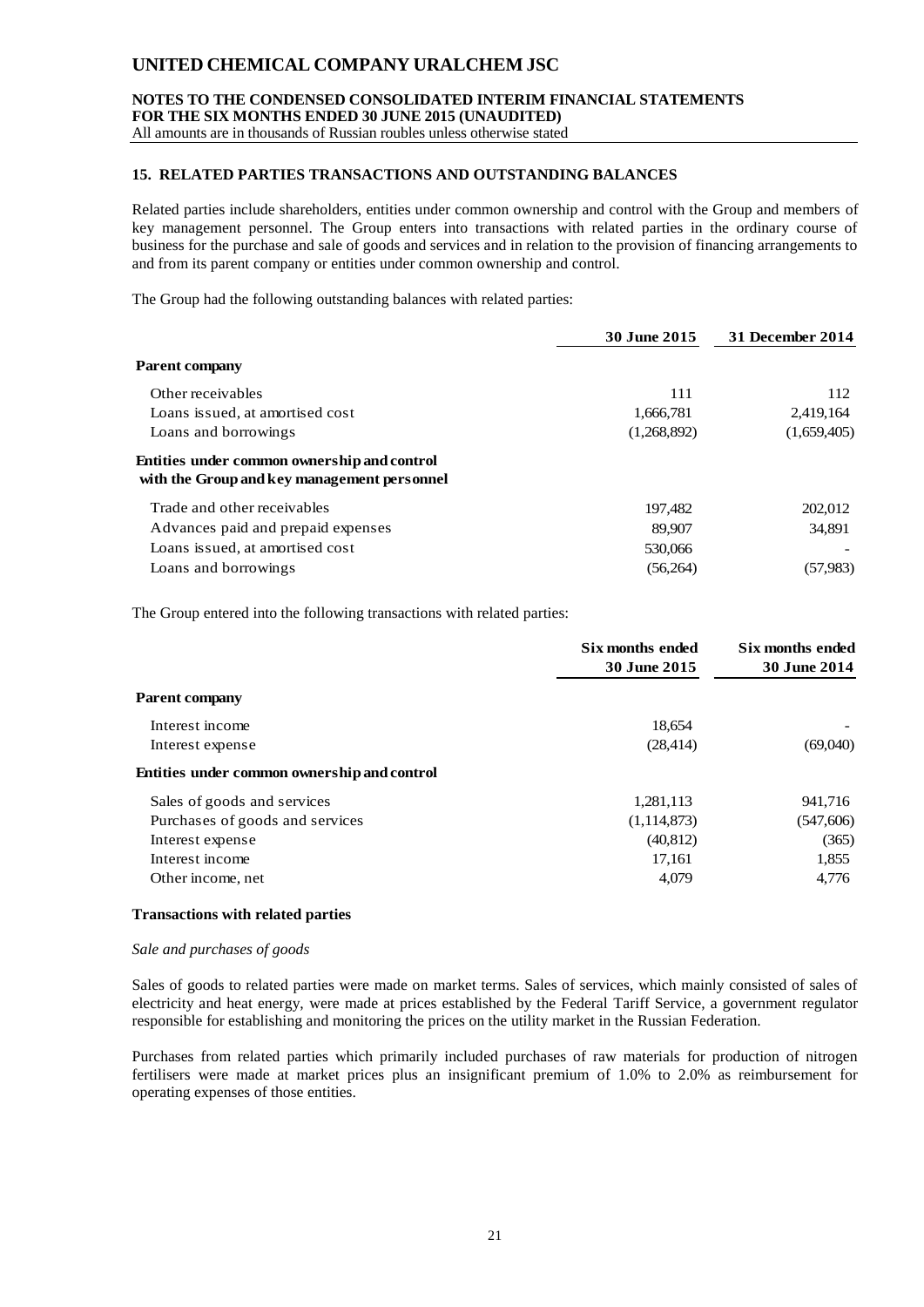## 15. RELATED PARTIES TRANSACTIONS AND OUTSTANDING BALANCES

Related parties include shareholders, entities under common ownership and control with the Group and members of key management personnel. The Group enters into transactions with related parties in the ordinary course of business for the purchase and sale of goods and services and in relation to the provision of financing arrangements to and from its parent company or entities under common ownership and control.

The Group had the following outstanding balances with related parties:

| | 30 June 2015 | 31 December 2014 |
|---|---|---|
| **Parent company** | | |
| Other receivables | 111 | 112 |
| Loans issued, at amortised cost | 1,666,781 | 2,419,164 |
| Loans and borrowings | (1,268,892) | (1,659,405) |
| **Entities under common ownership and control with the Group and key management personnel** | | |
| Trade and other receivables | 197,482 | 202,012 |
| Advances paid and prepaid expenses | 89,907 | 34,891 |
| Loans issued, at amortised cost | 530,066 | - |
| Loans and borrowings | (56,264) | (57,983) |

The Group entered into the following transactions with related parties:

| | Six months ended 30 June 2015 | Six months ended 30 June 2014 |
|---|---|---|
| **Parent company** | | |
| Interest income | 18,654 | - |
| Interest expense | (28,414) | (69,040) |
| **Entities under common ownership and control** | | |
| Sales of goods and services | 1,281,113 | 941,716 |
| Purchases of goods and services | (1,114,873) | (547,606) |
| Interest expense | (40,812) | (365) |
| Interest income | 17,161 | 1,855 |
| Other income, net | 4,079 | 4,776 |

### Transactions with related parties

*Sale and purchases of goods*

Sales of goods to related parties were made on market terms. Sales of services, which mainly consisted of sales of electricity and heat energy, were made at prices established by the Federal Tariff Service, a government regulator responsible for establishing and monitoring the prices on the utility market in the Russian Federation.

Purchases from related parties which primarily included purchases of raw materials for production of nitrogen fertilisers were made at market prices plus an insignificant premium of 1.0% to 2.0% as reimbursement for operating expenses of those entities.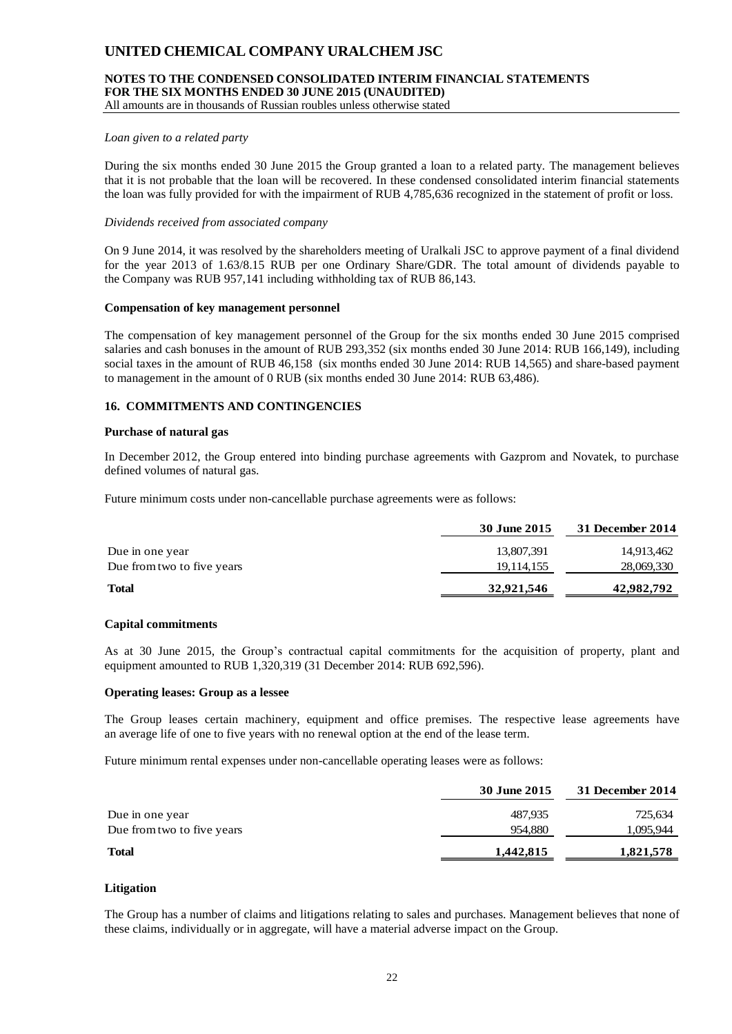*Loan given to a related party*

During the six months ended 30 June 2015 the Group granted a loan to a related party. The management believes that it is not probable that the loan will be recovered. In these condensed consolidated interim financial statements the loan was fully provided for with the impairment of RUB 4,785,636 recognized in the statement of profit or loss.

*Dividends received from associated company*

On 9 June 2014, it was resolved by the shareholders meeting of Uralkali JSC to approve payment of a final dividend for the year 2013 of 1.63/8.15 RUB per one Ordinary Share/GDR. The total amount of dividends payable to the Company was RUB 957,141 including withholding tax of RUB 86,143.

**Compensation of key management personnel**

The compensation of key management personnel of the Group for the six months ended 30 June 2015 comprised salaries and cash bonuses in the amount of RUB 293,352 (six months ended 30 June 2014: RUB 166,149), including social taxes in the amount of RUB 46,158 (six months ended 30 June 2014: RUB 14,565) and share-based payment to management in the amount of 0 RUB (six months ended 30 June 2014: RUB 63,486).

## 16. COMMITMENTS AND CONTINGENCIES

**Purchase of natural gas**

In December 2012, the Group entered into binding purchase agreements with Gazprom and Novatek, to purchase defined volumes of natural gas.

Future minimum costs under non-cancellable purchase agreements were as follows:

| | 30 June 2015 | 31 December 2014 |
|---|---|---|
| Due in one year | 13,807,391 | 14,913,462 |
| Due from two to five years | 19,114,155 | 28,069,330 |
| **Total** | **32,921,546** | **42,982,792** |

**Capital commitments**

As at 30 June 2015, the Group's contractual capital commitments for the acquisition of property, plant and equipment amounted to RUB 1,320,319 (31 December 2014: RUB 692,596).

**Operating leases: Group as a lessee**

The Group leases certain machinery, equipment and office premises. The respective lease agreements have an average life of one to five years with no renewal option at the end of the lease term.

Future minimum rental expenses under non-cancellable operating leases were as follows:

| | 30 June 2015 | 31 December 2014 |
|---|---|---|
| Due in one year | 487,935 | 725,634 |
| Due from two to five years | 954,880 | 1,095,944 |
| **Total** | **1,442,815** | **1,821,578** |

**Litigation**

The Group has a number of claims and litigations relating to sales and purchases. Management believes that none of these claims, individually or in aggregate, will have a material adverse impact on the Group.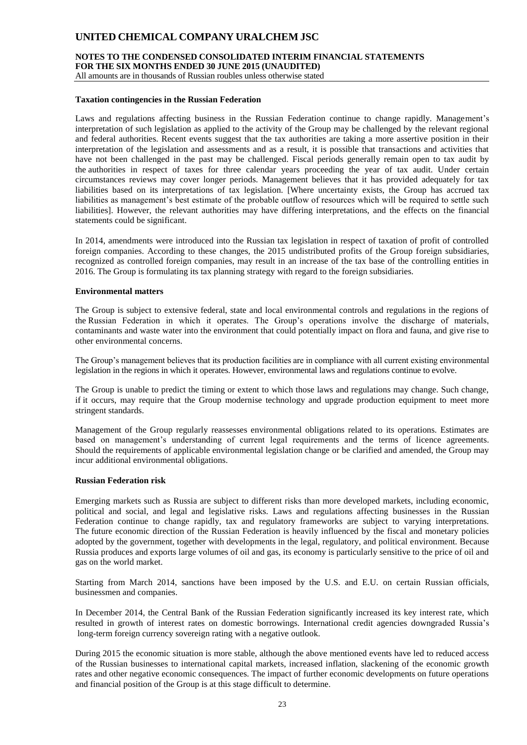#### Taxation contingencies in the Russian Federation

Laws and regulations affecting business in the Russian Federation continue to change rapidly. Management's interpretation of such legislation as applied to the activity of the Group may be challenged by the relevant regional and federal authorities. Recent events suggest that the tax authorities are taking a more assertive position in their interpretation of the legislation and assessments and as a result, it is possible that transactions and activities that have not been challenged in the past may be challenged. Fiscal periods generally remain open to tax audit by the authorities in respect of taxes for three calendar years proceeding the year of tax audit. Under certain circumstances reviews may cover longer periods. Management believes that it has provided adequately for tax liabilities based on its interpretations of tax legislation. [Where uncertainty exists, the Group has accrued tax liabilities as management's best estimate of the probable outflow of resources which will be required to settle such liabilities]. However, the relevant authorities may have differing interpretations, and the effects on the financial statements could be significant.

In 2014, amendments were introduced into the Russian tax legislation in respect of taxation of profit of controlled foreign companies. According to these changes, the 2015 undistributed profits of the Group foreign subsidiaries, recognized as controlled foreign companies, may result in an increase of the tax base of the controlling entities in 2016. The Group is formulating its tax planning strategy with regard to the foreign subsidiaries.

#### Environmental matters

The Group is subject to extensive federal, state and local environmental controls and regulations in the regions of the Russian Federation in which it operates. The Group's operations involve the discharge of materials, contaminants and waste water into the environment that could potentially impact on flora and fauna, and give rise to other environmental concerns.

The Group's management believes that its production facilities are in compliance with all current existing environmental legislation in the regions in which it operates. However, environmental laws and regulations continue to evolve.

The Group is unable to predict the timing or extent to which those laws and regulations may change. Such change, if it occurs, may require that the Group modernise technology and upgrade production equipment to meet more stringent standards.

Management of the Group regularly reassesses environmental obligations related to its operations. Estimates are based on management's understanding of current legal requirements and the terms of licence agreements. Should the requirements of applicable environmental legislation change or be clarified and amended, the Group may incur additional environmental obligations.

#### Russian Federation risk

Emerging markets such as Russia are subject to different risks than more developed markets, including economic, political and social, and legal and legislative risks. Laws and regulations affecting businesses in the Russian Federation continue to change rapidly, tax and regulatory frameworks are subject to varying interpretations. The future economic direction of the Russian Federation is heavily influenced by the fiscal and monetary policies adopted by the government, together with developments in the legal, regulatory, and political environment. Because Russia produces and exports large volumes of oil and gas, its economy is particularly sensitive to the price of oil and gas on the world market.

Starting from March 2014, sanctions have been imposed by the U.S. and E.U. on certain Russian officials, businessmen and companies.

In December 2014, the Central Bank of the Russian Federation significantly increased its key interest rate, which resulted in growth of interest rates on domestic borrowings. International credit agencies downgraded Russia's long-term foreign currency sovereign rating with a negative outlook.

During 2015 the economic situation is more stable, although the above mentioned events have led to reduced access of the Russian businesses to international capital markets, increased inflation, slackening of the economic growth rates and other negative economic consequences. The impact of further economic developments on future operations and financial position of the Group is at this stage difficult to determine.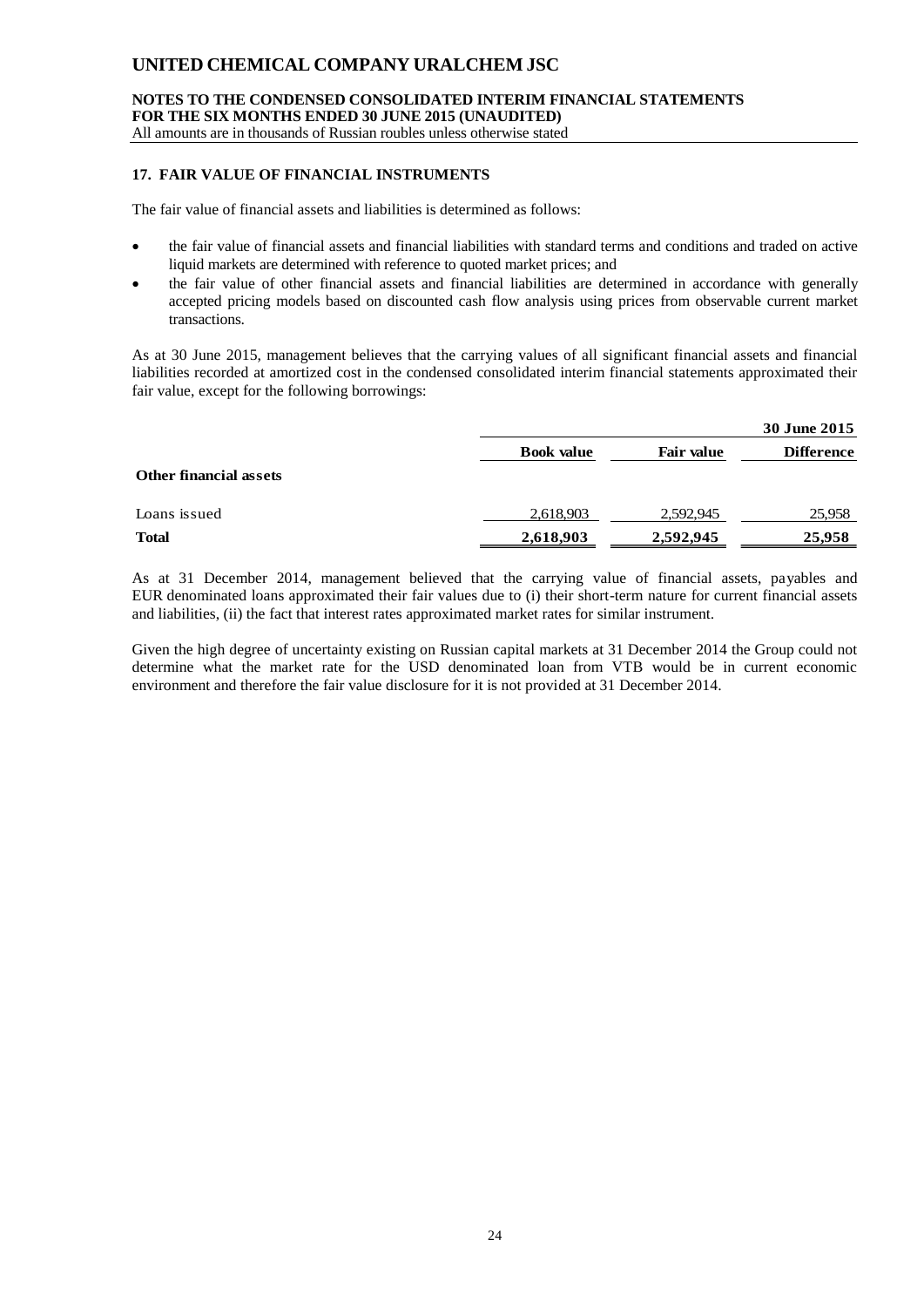## 17. FAIR VALUE OF FINANCIAL INSTRUMENTS

The fair value of financial assets and liabilities is determined as follows:

- the fair value of financial assets and financial liabilities with standard terms and conditions and traded on active liquid markets are determined with reference to quoted market prices; and
- the fair value of other financial assets and financial liabilities are determined in accordance with generally accepted pricing models based on discounted cash flow analysis using prices from observable current market transactions.

As at 30 June 2015, management believes that the carrying values of all significant financial assets and financial liabilities recorded at amortized cost in the condensed consolidated interim financial statements approximated their fair value, except for the following borrowings:

| | | | 30 June 2015 |
|---|---|---|---|
| | **Book value** | **Fair value** | **Difference** |
| **Other financial assets** | | | |
| Loans issued | 2,618,903 | 2,592,945 | 25,958 |
| **Total** | **2,618,903** | **2,592,945** | **25,958** |

As at 31 December 2014, management believed that the carrying value of financial assets, payables and EUR denominated loans approximated their fair values due to (i) their short-term nature for current financial assets and liabilities, (ii) the fact that interest rates approximated market rates for similar instrument.

Given the high degree of uncertainty existing on Russian capital markets at 31 December 2014 the Group could not determine what the market rate for the USD denominated loan from VTB would be in current economic environment and therefore the fair value disclosure for it is not provided at 31 December 2014.